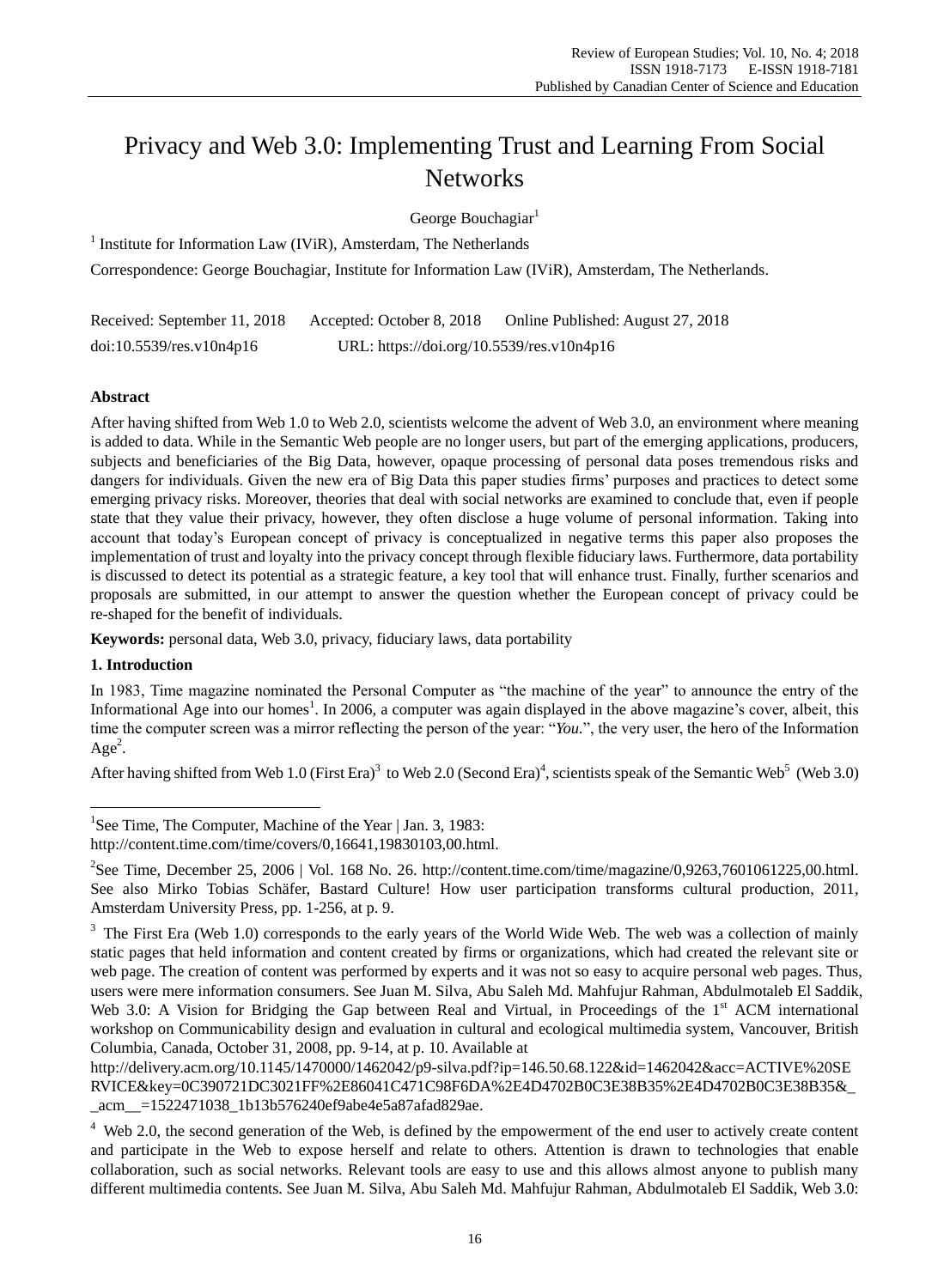# Privacy and Web 3.0: Implementing Trust and Learning From Social Networks

George Bouchagiar[1]

[1] Institute for Information Law (IViR), Amsterdam, The Netherlands

Correspondence: George Bouchagiar, Institute for Information Law (IViR), Amsterdam, The Netherlands.

Received: September 11, 2018 Accepted: October 8, 2018 Online Published: August 27, 2018

doi:10.5539/res.v10n4p16 URL: https://doi.org/10.5539/res.v10n4p16

**Abstract**

After having shifted from Web 1.0 to Web 2.0, scientists welcome the advent of Web 3.0, an environment where meaning is added to data. While in the Semantic Web people are no longer users, but part of the emerging applications, producers, subjects and beneficiaries of the Big Data, however, opaque processing of personal data poses tremendous risks and dangers for individuals. Given the new era of Big Data this paper studies firms' purposes and practices to detect some emerging privacy risks. Moreover, theories that deal with social networks are examined to conclude that, even if people state that they value their privacy, however, they often disclose a huge volume of personal information. Taking into account that today's European concept of privacy is conceptualized in negative terms this paper also proposes the implementation of trust and loyalty into the privacy concept through flexible fiduciary laws. Furthermore, data portability is discussed to detect its potential as a strategic feature, a key tool that will enhance trust. Finally, further scenarios and proposals are submitted, in our attempt to answer the question whether the European concept of privacy could be re-shaped for the benefit of individuals.

**Keywords:** personal data, Web 3.0, privacy, fiduciary laws, data portability

## 1. Introduction

In 1983, Time magazine nominated the Personal Computer as "the machine of the year" to announce the entry of the Informational Age into our homes[1]. In 2006, a computer was again displayed in the above magazine's cover, albeit, this time the computer screen was a mirror reflecting the person of the year: "*You*.", the very user, the hero of the Information Age[2].

After having shifted from Web 1.0 (First Era)[3] to Web 2.0 (Second Era)[4], scientists speak of the Semantic Web[5] (Web 3.0)

---

[1] See Time, The Computer, Machine of the Year | Jan. 3, 1983: http://content.time.com/time/covers/0,16641,19830103,00.html.

[2] See Time, December 25, 2006 | Vol. 168 No. 26. http://content.time.com/time/magazine/0,9263,7601061225,00.html. See also Mirko Tobias Schäfer, Bastard Culture! How user participation transforms cultural production, 2011, Amsterdam University Press, pp. 1-256, at p. 9.

[3] The First Era (Web 1.0) corresponds to the early years of the World Wide Web. The web was a collection of mainly static pages that held information and content created by firms or organizations, which had created the relevant site or web page. The creation of content was performed by experts and it was not so easy to acquire personal web pages. Thus, users were mere information consumers. See Juan M. Silva, Abu Saleh Md. Mahfujur Rahman, Abdulmotaleb El Saddik, Web 3.0: A Vision for Bridging the Gap between Real and Virtual, in Proceedings of the 1st ACM international workshop on Communicability design and evaluation in cultural and ecological multimedia system, Vancouver, British Columbia, Canada, October 31, 2008, pp. 9-14, at p. 10. Available at http://delivery.acm.org/10.1145/1470000/1462042/p9-silva.pdf?ip=146.50.68.122&id=1462042&acc=ACTIVE%20SERVICE&key=0C390721DC3021FF%2E86041C471C98F6DA%2E4D4702B0C3E38B35%2E4D4702B0C3E38B35&__acm__=1522471038_1b13b576240ef9abe4e5a87afad829ae.

[4] Web 2.0, the second generation of the Web, is defined by the empowerment of the end user to actively create content and participate in the Web to expose herself and relate to others. Attention is drawn to technologies that enable collaboration, such as social networks. Relevant tools are easy to use and this allows almost anyone to publish many different multimedia contents. See Juan M. Silva, Abu Saleh Md. Mahfujur Rahman, Abdulmotaleb El Saddik, Web 3.0: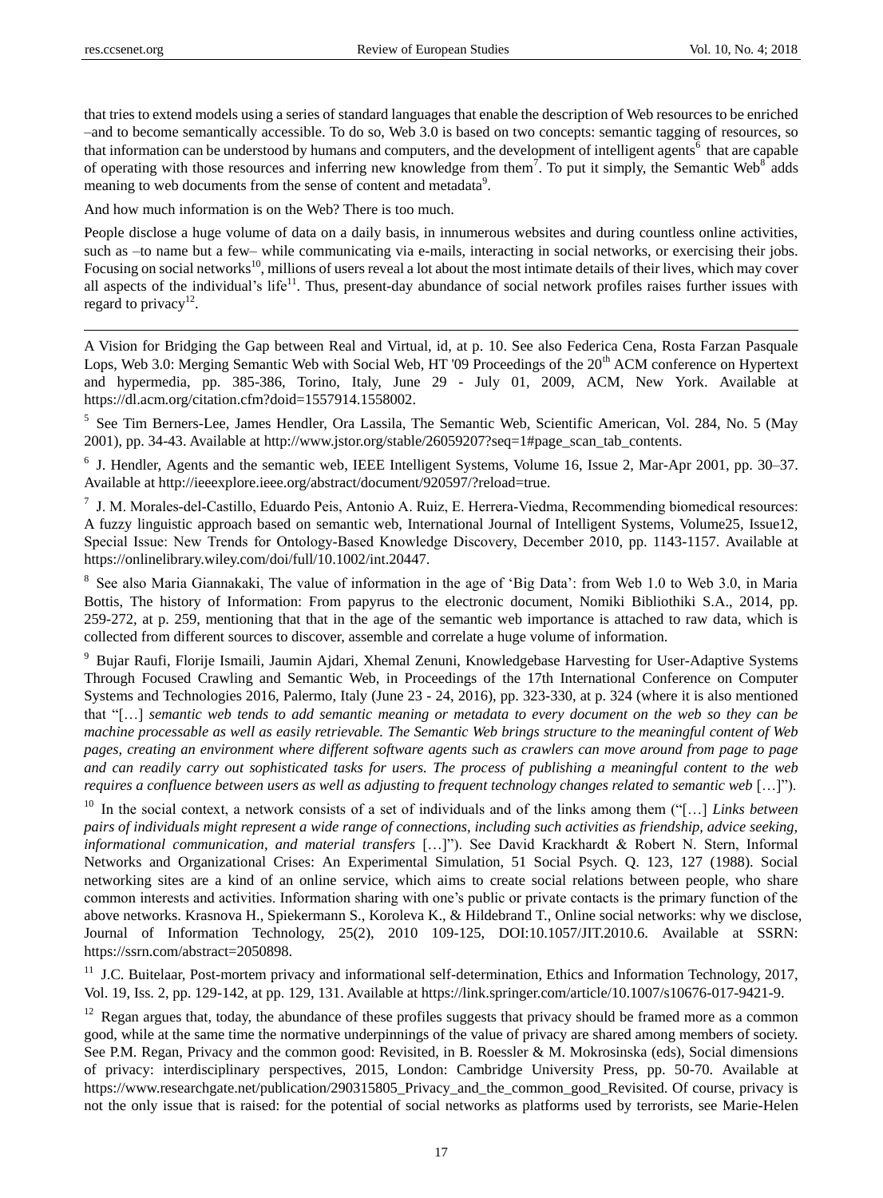that tries to extend models using a series of standard languages that enable the description of Web resources to be enriched –and to become semantically accessible. To do so, Web 3.0 is based on two concepts: semantic tagging of resources, so that information can be understood by humans and computers, and the development of intelligent agents[6] that are capable of operating with those resources and inferring new knowledge from them[7]. To put it simply, the Semantic Web[8] adds meaning to web documents from the sense of content and metadata[9].

And how much information is on the Web? There is too much.

People disclose a huge volume of data on a daily basis, in innumerous websites and during countless online activities, such as –to name but a few– while communicating via e-mails, interacting in social networks, or exercising their jobs. Focusing on social networks[10], millions of users reveal a lot about the most intimate details of their lives, which may cover all aspects of the individual's life[11]. Thus, present-day abundance of social network profiles raises further issues with regard to privacy[12].

---

A Vision for Bridging the Gap between Real and Virtual, id, at p. 10. See also Federica Cena, Rosta Farzan Pasquale Lops, Web 3.0: Merging Semantic Web with Social Web, HT '09 Proceedings of the 20th ACM conference on Hypertext and hypermedia, pp. 385-386, Torino, Italy, June 29 - July 01, 2009, ACM, New York. Available at https://dl.acm.org/citation.cfm?doid=1557914.1558002.

[5] See Tim Berners-Lee, James Hendler, Ora Lassila, The Semantic Web, Scientific American, Vol. 284, No. 5 (May 2001), pp. 34-43. Available at http://www.jstor.org/stable/26059207?seq=1#page_scan_tab_contents.

[6] J. Hendler, Agents and the semantic web, IEEE Intelligent Systems, Volume 16, Issue 2, Mar-Apr 2001, pp. 30–37. Available at http://ieeexplore.ieee.org/abstract/document/920597/?reload=true.

[7] J. M. Morales-del-Castillo, Eduardo Peis, Antonio A. Ruiz, E. Herrera-Viedma, Recommending biomedical resources: A fuzzy linguistic approach based on semantic web, International Journal of Intelligent Systems, Volume25, Issue12, Special Issue: New Trends for Ontology-Based Knowledge Discovery, December 2010, pp. 1143-1157. Available at https://onlinelibrary.wiley.com/doi/full/10.1002/int.20447.

[8] See also Maria Giannakaki, The value of information in the age of 'Big Data': from Web 1.0 to Web 3.0, in Maria Bottis, The history of Information: From papyrus to the electronic document, Nomiki Bibliothiki S.A., 2014, pp. 259-272, at p. 259, mentioning that that in the age of the semantic web importance is attached to raw data, which is collected from different sources to discover, assemble and correlate a huge volume of information.

[9] Bujar Raufi, Florije Ismaili, Jaumin Ajdari, Xhemal Zenuni, Knowledgebase Harvesting for User-Adaptive Systems Through Focused Crawling and Semantic Web, in Proceedings of the 17th International Conference on Computer Systems and Technologies 2016, Palermo, Italy (June 23 - 24, 2016), pp. 323-330, at p. 324 (where it is also mentioned that "[…] *semantic web tends to add semantic meaning or metadata to every document on the web so they can be machine processable as well as easily retrievable. The Semantic Web brings structure to the meaningful content of Web pages, creating an environment where different software agents such as crawlers can move around from page to page and can readily carry out sophisticated tasks for users. The process of publishing a meaningful content to the web requires a confluence between users as well as adjusting to frequent technology changes related to semantic web* […]").

[10] In the social context, a network consists of a set of individuals and of the links among them ("[…] *Links between pairs of individuals might represent a wide range of connections, including such activities as friendship, advice seeking, informational communication, and material transfers* […]"). See David Krackhardt & Robert N. Stern, Informal Networks and Organizational Crises: An Experimental Simulation, 51 Social Psych. Q. 123, 127 (1988). Social networking sites are a kind of an online service, which aims to create social relations between people, who share common interests and activities. Information sharing with one's public or private contacts is the primary function of the above networks. Krasnova H., Spiekermann S., Koroleva K., & Hildebrand T., Online social networks: why we disclose, Journal of Information Technology, 25(2), 2010 109-125, DOI:10.1057/JIT.2010.6. Available at SSRN: https://ssrn.com/abstract=2050898.

[11] J.C. Buitelaar, Post-mortem privacy and informational self-determination, Ethics and Information Technology, 2017, Vol. 19, Iss. 2, pp. 129-142, at pp. 129, 131. Available at https://link.springer.com/article/10.1007/s10676-017-9421-9.

[12] Regan argues that, today, the abundance of these profiles suggests that privacy should be framed more as a common good, while at the same time the normative underpinnings of the value of privacy are shared among members of society. See P.M. Regan, Privacy and the common good: Revisited, in B. Roessler & M. Mokrosinska (eds), Social dimensions of privacy: interdisciplinary perspectives, 2015, London: Cambridge University Press, pp. 50-70. Available at https://www.researchgate.net/publication/290315805_Privacy_and_the_common_good_Revisited. Of course, privacy is not the only issue that is raised: for the potential of social networks as platforms used by terrorists, see Marie-Helen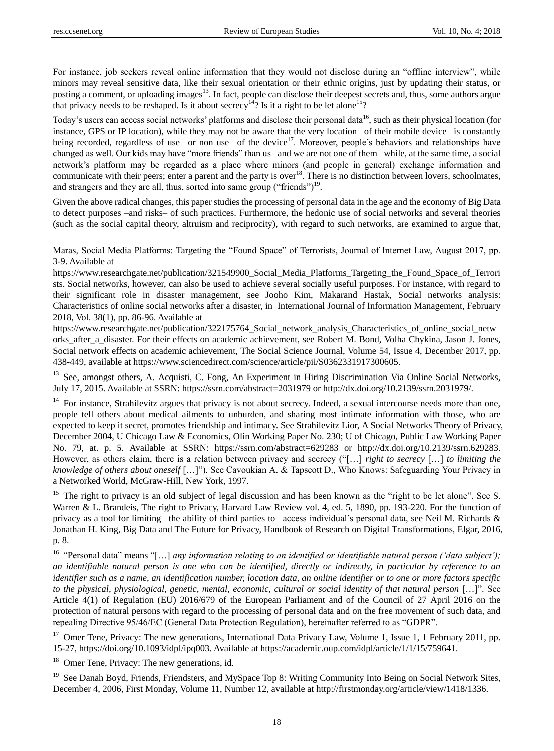For instance, job seekers reveal online information that they would not disclose during an "offline interview", while minors may reveal sensitive data, like their sexual orientation or their ethnic origins, just by updating their status, or posting a comment, or uploading images[13]. In fact, people can disclose their deepest secrets and, thus, some authors argue that privacy needs to be reshaped. Is it about secrecy[14]? Is it a right to be let alone[15]?

Today's users can access social networks' platforms and disclose their personal data[16], such as their physical location (for instance, GPS or IP location), while they may not be aware that the very location –of their mobile device– is constantly being recorded, regardless of use –or non use– of the device[17]. Moreover, people's behaviors and relationships have changed as well. Our kids may have "more friends" than us –and we are not one of them– while, at the same time, a social network's platform may be regarded as a place where minors (and people in general) exchange information and communicate with their peers; enter a parent and the party is over[18]. There is no distinction between lovers, schoolmates, and strangers and they are all, thus, sorted into same group ("friends")[19].

Given the above radical changes, this paper studies the processing of personal data in the age and the economy of Big Data to detect purposes –and risks– of such practices. Furthermore, the hedonic use of social networks and several theories (such as the social capital theory, altruism and reciprocity), with regard to such networks, are examined to argue that,

---

Maras, Social Media Platforms: Targeting the "Found Space" of Terrorists, Journal of Internet Law, August 2017, pp. 3-9. Available at https://www.researchgate.net/publication/321549900_Social_Media_Platforms_Targeting_the_Found_Space_of_Terrorists. Social networks, however, can also be used to achieve several socially useful purposes. For instance, with regard to their significant role in disaster management, see Jooho Kim, Makarand Hastak, Social networks analysis: Characteristics of online social networks after a disaster, in International Journal of Information Management, February 2018, Vol. 38(1), pp. 86-96. Available at https://www.researchgate.net/publication/322175764_Social_network_analysis_Characteristics_of_online_social_networks_after_a_disaster. For their effects on academic achievement, see Robert M. Bond, Volha Chykina, Jason J. Jones, Social network effects on academic achievement, The Social Science Journal, Volume 54, Issue 4, December 2017, pp. 438-449, available at https://www.sciencedirect.com/science/article/pii/S0362331917300605.

[13] See, amongst others, A. Acquisti, C. Fong, An Experiment in Hiring Discrimination Via Online Social Networks, July 17, 2015. Available at SSRN: https://ssrn.com/abstract=2031979 or http://dx.doi.org/10.2139/ssrn.2031979/.

[14] For instance, Strahilevitz argues that privacy is not about secrecy. Indeed, a sexual intercourse needs more than one, people tell others about medical ailments to unburden, and sharing most intimate information with those, who are expected to keep it secret, promotes friendship and intimacy. See Strahilevitz Lior, A Social Networks Theory of Privacy, December 2004, U Chicago Law & Economics, Olin Working Paper No. 230; U of Chicago, Public Law Working Paper No. 79, at. p. 5. Available at SSRN: https://ssrn.com/abstract=629283 or http://dx.doi.org/10.2139/ssrn.629283. However, as others claim, there is a relation between privacy and secrecy ("[…] *right to secrecy* […] *to limiting the knowledge of others about oneself* […]"). See Cavoukian A. & Tapscott D., Who Knows: Safeguarding Your Privacy in a Networked World, McGraw-Hill, New York, 1997.

[15] The right to privacy is an old subject of legal discussion and has been known as the "right to be let alone". See S. Warren & L. Brandeis, The right to Privacy, Harvard Law Review vol. 4, ed. 5, 1890, pp. 193-220. For the function of privacy as a tool for limiting –the ability of third parties to– access individual's personal data, see Neil M. Richards & Jonathan H. King, Big Data and The Future for Privacy, Handbook of Research on Digital Transformations, Elgar, 2016, p. 8.

[16] "Personal data" means "[…] *any information relating to an identified or identifiable natural person ('data subject'); an identifiable natural person is one who can be identified, directly or indirectly, in particular by reference to an identifier such as a name, an identification number, location data, an online identifier or to one or more factors specific to the physical, physiological, genetic, mental, economic, cultural or social identity of that natural person* […]". See Article 4(1) of Regulation (EU) 2016/679 of the European Parliament and of the Council of 27 April 2016 on the protection of natural persons with regard to the processing of personal data and on the free movement of such data, and repealing Directive 95/46/EC (General Data Protection Regulation), hereinafter referred to as "GDPR".

[17] Omer Tene, Privacy: The new generations, International Data Privacy Law, Volume 1, Issue 1, 1 February 2011, pp. 15-27, https://doi.org/10.1093/idpl/ipq003. Available at https://academic.oup.com/idpl/article/1/1/15/759641.

[18] Omer Tene, Privacy: The new generations, id.

[19] See Danah Boyd, Friends, Friendsters, and MySpace Top 8: Writing Community Into Being on Social Network Sites, December 4, 2006, First Monday, Volume 11, Number 12, available at http://firstmonday.org/article/view/1418/1336.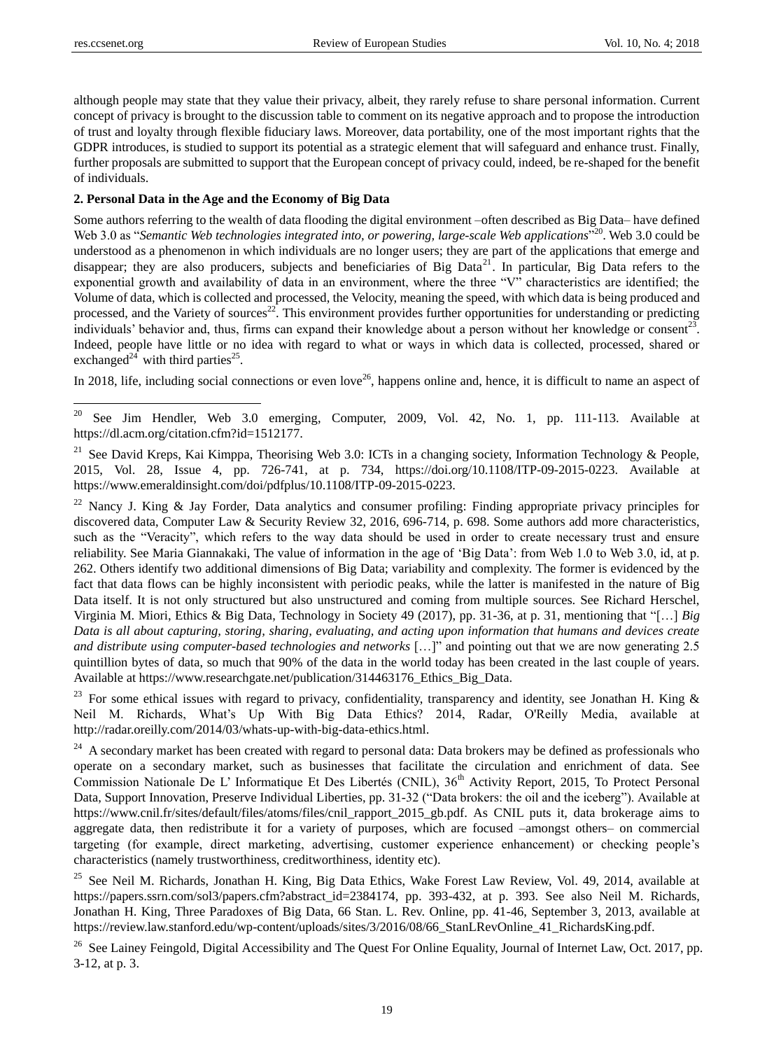although people may state that they value their privacy, albeit, they rarely refuse to share personal information. Current concept of privacy is brought to the discussion table to comment on its negative approach and to propose the introduction of trust and loyalty through flexible fiduciary laws. Moreover, data portability, one of the most important rights that the GDPR introduces, is studied to support its potential as a strategic element that will safeguard and enhance trust. Finally, further proposals are submitted to support that the European concept of privacy could, indeed, be re-shaped for the benefit of individuals.

## 2. Personal Data in the Age and the Economy of Big Data

Some authors referring to the wealth of data flooding the digital environment –often described as Big Data– have defined Web 3.0 as "*Semantic Web technologies integrated into, or powering, large-scale Web applications*"[20]. Web 3.0 could be understood as a phenomenon in which individuals are no longer users; they are part of the applications that emerge and disappear; they are also producers, subjects and beneficiaries of Big Data[21]. In particular, Big Data refers to the exponential growth and availability of data in an environment, where the three "V" characteristics are identified; the Volume of data, which is collected and processed, the Velocity, meaning the speed, with which data is being produced and processed, and the Variety of sources[22]. This environment provides further opportunities for understanding or predicting individuals' behavior and, thus, firms can expand their knowledge about a person without her knowledge or consent[23]. Indeed, people have little or no idea with regard to what or ways in which data is collected, processed, shared or exchanged[24] with third parties[25].

In 2018, life, including social connections or even love[26], happens online and, hence, it is difficult to name an aspect of

---

[20] See Jim Hendler, Web 3.0 emerging, Computer, 2009, Vol. 42, No. 1, pp. 111-113. Available at https://dl.acm.org/citation.cfm?id=1512177.

[21] See David Kreps, Kai Kimppa, Theorising Web 3.0: ICTs in a changing society, Information Technology & People, 2015, Vol. 28, Issue 4, pp. 726-741, at p. 734, https://doi.org/10.1108/ITP-09-2015-0223. Available at https://www.emeraldinsight.com/doi/pdfplus/10.1108/ITP-09-2015-0223.

[22] Nancy J. King & Jay Forder, Data analytics and consumer profiling: Finding appropriate privacy principles for discovered data, Computer Law & Security Review 32, 2016, 696-714, p. 698. Some authors add more characteristics, such as the "Veracity", which refers to the way data should be used in order to create necessary trust and ensure reliability. See Maria Giannakaki, The value of information in the age of 'Big Data': from Web 1.0 to Web 3.0, id, at p. 262. Others identify two additional dimensions of Big Data; variability and complexity. The former is evidenced by the fact that data flows can be highly inconsistent with periodic peaks, while the latter is manifested in the nature of Big Data itself. It is not only structured but also unstructured and coming from multiple sources. See Richard Herschel, Virginia M. Miori, Ethics & Big Data, Technology in Society 49 (2017), pp. 31-36, at p. 31, mentioning that "[…] *Big Data is all about capturing, storing, sharing, evaluating, and acting upon information that humans and devices create and distribute using computer-based technologies and networks* […]" and pointing out that we are now generating 2.5 quintillion bytes of data, so much that 90% of the data in the world today has been created in the last couple of years. Available at https://www.researchgate.net/publication/314463176_Ethics_Big_Data.

[23] For some ethical issues with regard to privacy, confidentiality, transparency and identity, see Jonathan H. King & Neil M. Richards, What's Up With Big Data Ethics? 2014, Radar, O'Reilly Media, available at http://radar.oreilly.com/2014/03/whats-up-with-big-data-ethics.html.

[24] A secondary market has been created with regard to personal data: Data brokers may be defined as professionals who operate on a secondary market, such as businesses that facilitate the circulation and enrichment of data. See Commission Nationale De L' Informatique Et Des Libertés (CNIL), 36th Activity Report, 2015, To Protect Personal Data, Support Innovation, Preserve Individual Liberties, pp. 31-32 ("Data brokers: the oil and the iceberg"). Available at https://www.cnil.fr/sites/default/files/atoms/files/cnil_rapport_2015_gb.pdf. As CNIL puts it, data brokerage aims to aggregate data, then redistribute it for a variety of purposes, which are focused –amongst others– on commercial targeting (for example, direct marketing, advertising, customer experience enhancement) or checking people's characteristics (namely trustworthiness, creditworthiness, identity etc).

[25] See Neil M. Richards, Jonathan H. King, Big Data Ethics, Wake Forest Law Review, Vol. 49, 2014, available at https://papers.ssrn.com/sol3/papers.cfm?abstract_id=2384174, pp. 393-432, at p. 393. See also Neil M. Richards, Jonathan H. King, Three Paradoxes of Big Data, 66 Stan. L. Rev. Online, pp. 41-46, September 3, 2013, available at https://review.law.stanford.edu/wp-content/uploads/sites/3/2016/08/66_StanLRevOnline_41_RichardsKing.pdf.

[26] See Lainey Feingold, Digital Accessibility and The Quest For Online Equality, Journal of Internet Law, Oct. 2017, pp. 3-12, at p. 3.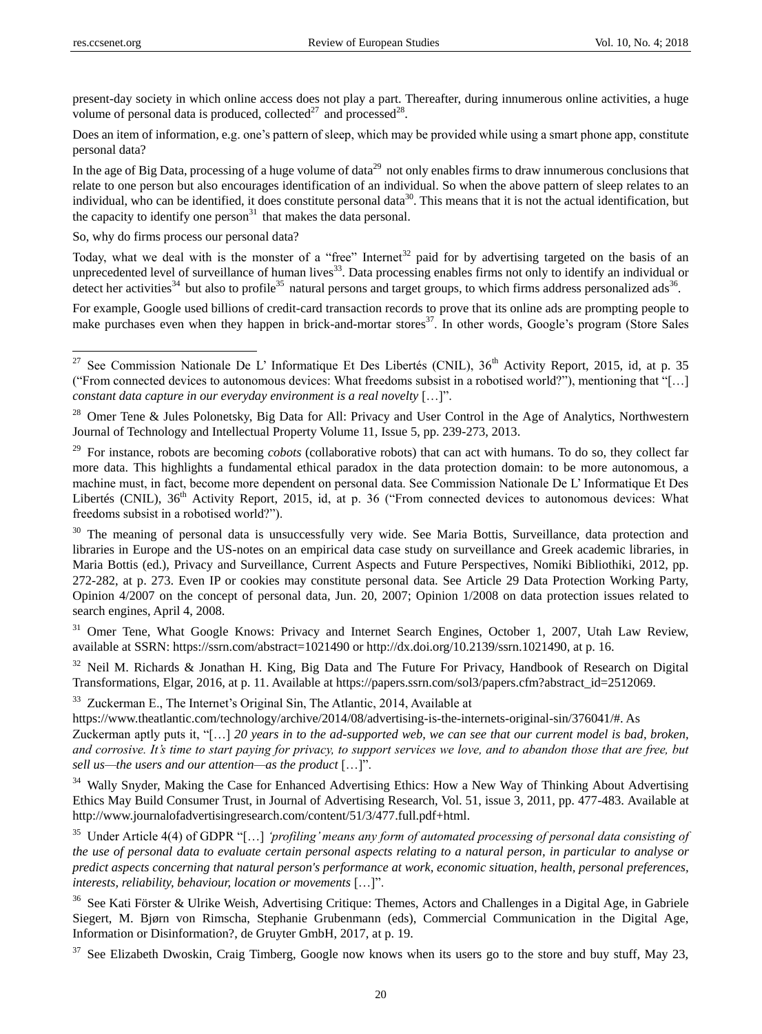present-day society in which online access does not play a part. Thereafter, during innumerous online activities, a huge volume of personal data is produced, collected[27] and processed[28].

Does an item of information, e.g. one's pattern of sleep, which may be provided while using a smart phone app, constitute personal data?

In the age of Big Data, processing of a huge volume of data[29] not only enables firms to draw innumerous conclusions that relate to one person but also encourages identification of an individual. So when the above pattern of sleep relates to an individual, who can be identified, it does constitute personal data[30]. This means that it is not the actual identification, but the capacity to identify one person[31] that makes the data personal.

So, why do firms process our personal data?

Today, what we deal with is the monster of a "free" Internet[32] paid for by advertising targeted on the basis of an unprecedented level of surveillance of human lives[33]. Data processing enables firms not only to identify an individual or detect her activities[34] but also to profile[35] natural persons and target groups, to which firms address personalized ads[36].

For example, Google used billions of credit-card transaction records to prove that its online ads are prompting people to make purchases even when they happen in brick-and-mortar stores[37]. In other words, Google's program (Store Sales

---

[27] See Commission Nationale De L' Informatique Et Des Libertés (CNIL), 36th Activity Report, 2015, id, at p. 35 ("From connected devices to autonomous devices: What freedoms subsist in a robotised world?"), mentioning that "[…] *constant data capture in our everyday environment is a real novelty* […]".

[28] Omer Tene & Jules Polonetsky, Big Data for All: Privacy and User Control in the Age of Analytics, Northwestern Journal of Technology and Intellectual Property Volume 11, Issue 5, pp. 239-273, 2013.

[29] For instance, robots are becoming *cobots* (collaborative robots) that can act with humans. To do so, they collect far more data. This highlights a fundamental ethical paradox in the data protection domain: to be more autonomous, a machine must, in fact, become more dependent on personal data. See Commission Nationale De L' Informatique Et Des Libertés (CNIL), 36th Activity Report, 2015, id, at p. 36 ("From connected devices to autonomous devices: What freedoms subsist in a robotised world?").

[30] The meaning of personal data is unsuccessfully very wide. See Maria Bottis, Surveillance, data protection and libraries in Europe and the US-notes on an empirical data case study on surveillance and Greek academic libraries, in Maria Bottis (ed.), Privacy and Surveillance, Current Aspects and Future Perspectives, Nomiki Bibliothiki, 2012, pp. 272-282, at p. 273. Even IP or cookies may constitute personal data. See Article 29 Data Protection Working Party, Opinion 4/2007 on the concept of personal data, Jun. 20, 2007; Opinion 1/2008 on data protection issues related to search engines, April 4, 2008.

[31] Omer Tene, What Google Knows: Privacy and Internet Search Engines, October 1, 2007, Utah Law Review, available at SSRN: https://ssrn.com/abstract=1021490 or http://dx.doi.org/10.2139/ssrn.1021490, at p. 16.

[32] Neil M. Richards & Jonathan H. King, Big Data and The Future For Privacy, Handbook of Research on Digital Transformations, Elgar, 2016, at p. 11. Available at https://papers.ssrn.com/sol3/papers.cfm?abstract_id=2512069.

[33] Zuckerman E., The Internet's Original Sin, The Atlantic, 2014, Available at https://www.theatlantic.com/technology/archive/2014/08/advertising-is-the-internets-original-sin/376041/#. As Zuckerman aptly puts it, "[…] *20 years in to the ad-supported web, we can see that our current model is bad, broken, and corrosive. It's time to start paying for privacy, to support services we love, and to abandon those that are free, but sell us—the users and our attention—as the product* […]".

[34] Wally Snyder, Making the Case for Enhanced Advertising Ethics: How a New Way of Thinking About Advertising Ethics May Build Consumer Trust, in Journal of Advertising Research, Vol. 51, issue 3, 2011, pp. 477-483. Available at http://www.journalofadvertisingresearch.com/content/51/3/477.full.pdf+html.

[35] Under Article 4(4) of GDPR "[…] *'profiling' means any form of automated processing of personal data consisting of the use of personal data to evaluate certain personal aspects relating to a natural person, in particular to analyse or predict aspects concerning that natural person's performance at work, economic situation, health, personal preferences, interests, reliability, behaviour, location or movements* […]".

[36] See Kati Förster & Ulrike Weish, Advertising Critique: Themes, Actors and Challenges in a Digital Age, in Gabriele Siegert, M. Bjørn von Rimscha, Stephanie Grubenmann (eds), Commercial Communication in the Digital Age, Information or Disinformation?, de Gruyter GmbH, 2017, at p. 19.

[37] See Elizabeth Dwoskin, Craig Timberg, Google now knows when its users go to the store and buy stuff, May 23,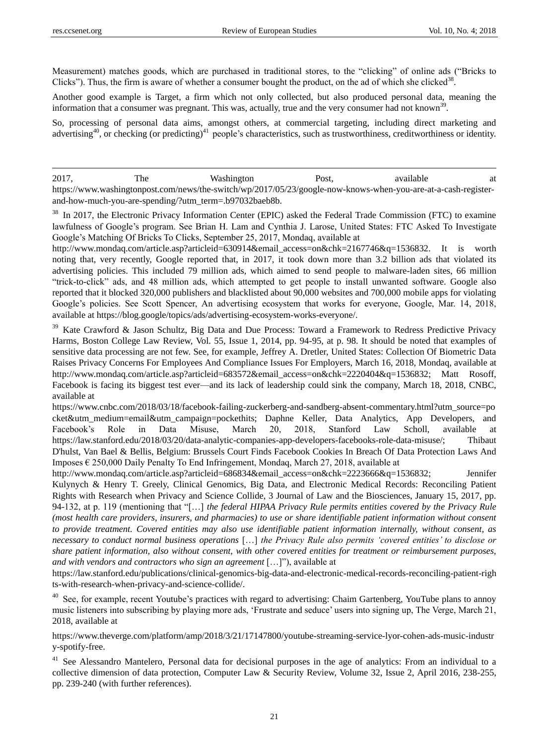Measurement) matches goods, which are purchased in traditional stores, to the "clicking" of online ads ("Bricks to Clicks"). Thus, the firm is aware of whether a consumer bought the product, on the ad of which she clicked[38].

Another good example is Target, a firm which not only collected, but also produced personal data, meaning the information that a consumer was pregnant. This was, actually, true and the very consumer had not known[39].

So, processing of personal data aims, amongst others, at commercial targeting, including direct marketing and advertising[40], or checking (or predicting)[41] people's characteristics, such as trustworthiness, creditworthiness or identity.

---

2017, The Washington Post, available at https://www.washingtonpost.com/news/the-switch/wp/2017/05/23/google-now-knows-when-you-are-at-a-cash-register-and-how-much-you-are-spending/?utm_term=.b97032baeb8b.

[38] In 2017, the Electronic Privacy Information Center (EPIC) asked the Federal Trade Commission (FTC) to examine lawfulness of Google's program. See Brian H. Lam and Cynthia J. Larose, United States: FTC Asked To Investigate Google's Matching Of Bricks To Clicks, September 25, 2017, Mondaq, available at http://www.mondaq.com/article.asp?articleid=630914&email_access=on&chk=2167746&q=1536832. It is worth noting that, very recently, Google reported that, in 2017, it took down more than 3.2 billion ads that violated its advertising policies. This included 79 million ads, which aimed to send people to malware-laden sites, 66 million "trick-to-click" ads, and 48 million ads, which attempted to get people to install unwanted software. Google also reported that it blocked 320,000 publishers and blacklisted about 90,000 websites and 700,000 mobile apps for violating Google's policies. See Scott Spencer, An advertising ecosystem that works for everyone, Google, Mar. 14, 2018, available at https://blog.google/topics/ads/advertising-ecosystem-works-everyone/.

[39] Kate Crawford & Jason Schultz, Big Data and Due Process: Toward a Framework to Redress Predictive Privacy Harms, Boston College Law Review, Vol. 55, Issue 1, 2014, pp. 94-95, at p. 98. It should be noted that examples of sensitive data processing are not few. See, for example, Jeffrey A. Dretler, United States: Collection Of Biometric Data Raises Privacy Concerns For Employees And Compliance Issues For Employers, March 16, 2018, Mondaq, available at http://www.mondaq.com/article.asp?articleid=683572&email_access=on&chk=2220404&q=1536832; Matt Rosoff, Facebook is facing its biggest test ever—and its lack of leadership could sink the company, March 18, 2018, CNBC, available at https://www.cnbc.com/2018/03/18/facebook-failing-zuckerberg-and-sandberg-absent-commentary.html?utm_source=pocket&utm_medium=email&utm_campaign=pockethits; Daphne Keller, Data Analytics, App Developers, and Facebook's Role in Data Misuse, March 20, 2018, Stanford Law Scholl, available at https://law.stanford.edu/2018/03/20/data-analytic-companies-app-developers-facebooks-role-data-misuse/; Thibaut D'hulst, Van Bael & Bellis, Belgium: Brussels Court Finds Facebook Cookies In Breach Of Data Protection Laws And Imposes € 250,000 Daily Penalty To End Infringement, Mondaq, March 27, 2018, available at http://www.mondaq.com/article.asp?articleid=686834&email_access=on&chk=2223666&q=1536832; Jennifer Kulynych & Henry T. Greely, Clinical Genomics, Big Data, and Electronic Medical Records: Reconciling Patient Rights with Research when Privacy and Science Collide, 3 Journal of Law and the Biosciences, January 15, 2017, pp. 94-132, at p. 119 (mentioning that "[…] *the federal HIPAA Privacy Rule permits entities covered by the Privacy Rule (most health care providers, insurers, and pharmacies) to use or share identifiable patient information without consent to provide treatment. Covered entities may also use identifiable patient information internally, without consent, as necessary to conduct normal business operations* […] *the Privacy Rule also permits 'covered entities' to disclose or share patient information, also without consent, with other covered entities for treatment or reimbursement purposes, and with vendors and contractors who sign an agreement* […]"), available at https://law.stanford.edu/publications/clinical-genomics-big-data-and-electronic-medical-records-reconciling-patient-rights-with-research-when-privacy-and-science-collide/.

[40] See, for example, recent Youtube's practices with regard to advertising: Chaim Gartenberg, YouTube plans to annoy music listeners into subscribing by playing more ads, 'Frustrate and seduce' users into signing up, The Verge, March 21, 2018, available at

https://www.theverge.com/platform/amp/2018/3/21/17147800/youtube-streaming-service-lyor-cohen-ads-music-industry-spotify-free.

[41] See Alessandro Mantelero, Personal data for decisional purposes in the age of analytics: From an individual to a collective dimension of data protection, Computer Law & Security Review, Volume 32, Issue 2, April 2016, 238-255, pp. 239-240 (with further references).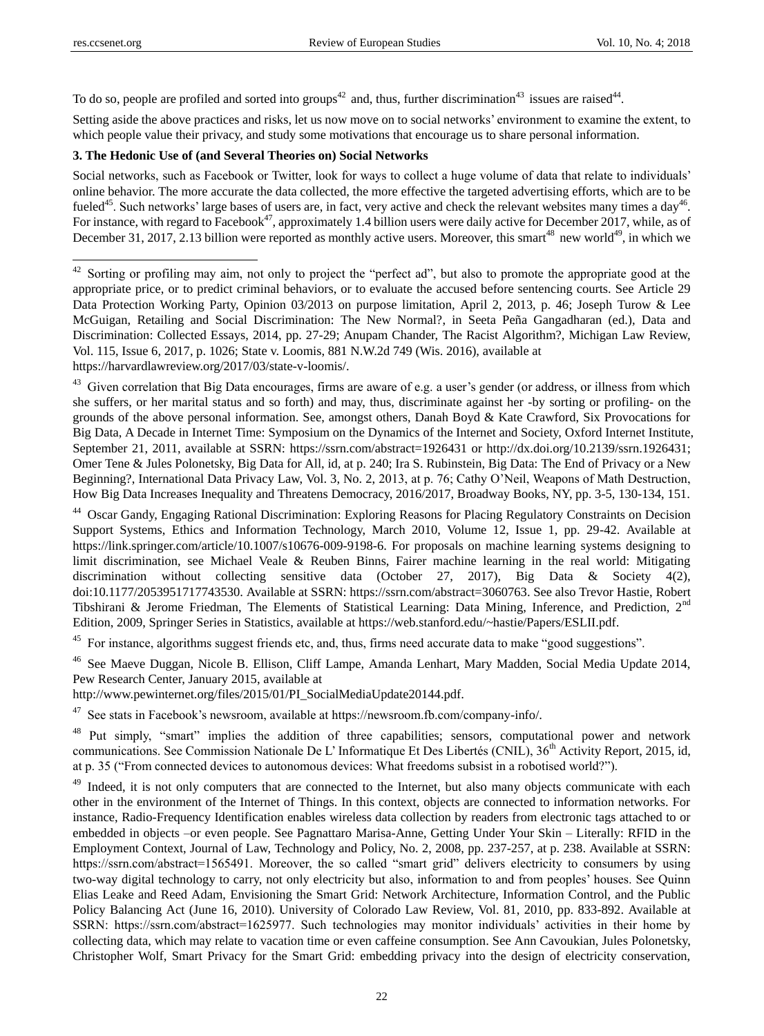To do so, people are profiled and sorted into groups[42] and, thus, further discrimination[43] issues are raised[44].

Setting aside the above practices and risks, let us now move on to social networks' environment to examine the extent, to which people value their privacy, and study some motivations that encourage us to share personal information.

**3. The Hedonic Use of (and Several Theories on) Social Networks**

Social networks, such as Facebook or Twitter, look for ways to collect a huge volume of data that relate to individuals' online behavior. The more accurate the data collected, the more effective the targeted advertising efforts, which are to be fueled[45]. Such networks' large bases of users are, in fact, very active and check the relevant websites many times a day[46]. For instance, with regard to Facebook[47], approximately 1.4 billion users were daily active for December 2017, while, as of December 31, 2017, 2.13 billion were reported as monthly active users. Moreover, this smart[48] new world[49], in which we

---

[42] Sorting or profiling may aim, not only to project the "perfect ad", but also to promote the appropriate good at the appropriate price, or to predict criminal behaviors, or to evaluate the accused before sentencing courts. See Article 29 Data Protection Working Party, Opinion 03/2013 on purpose limitation, April 2, 2013, p. 46; Joseph Turow & Lee McGuigan, Retailing and Social Discrimination: The New Normal?, in Seeta Peña Gangadharan (ed.), Data and Discrimination: Collected Essays, 2014, pp. 27-29; Anupam Chander, The Racist Algorithm?, Michigan Law Review, Vol. 115, Issue 6, 2017, p. 1026; State v. Loomis, 881 N.W.2d 749 (Wis. 2016), available at https://harvardlawreview.org/2017/03/state-v-loomis/.

[43] Given correlation that Big Data encourages, firms are aware of e.g. a user's gender (or address, or illness from which she suffers, or her marital status and so forth) and may, thus, discriminate against her -by sorting or profiling- on the grounds of the above personal information. See, amongst others, Danah Boyd & Kate Crawford, Six Provocations for Big Data, A Decade in Internet Time: Symposium on the Dynamics of the Internet and Society, Oxford Internet Institute, September 21, 2011, available at SSRN: https://ssrn.com/abstract=1926431 or http://dx.doi.org/10.2139/ssrn.1926431; Omer Tene & Jules Polonetsky, Big Data for All, id, at p. 240; Ira S. Rubinstein, Big Data: The End of Privacy or a New Beginning?, International Data Privacy Law, Vol. 3, No. 2, 2013, at p. 76; Cathy O'Neil, Weapons of Math Destruction, How Big Data Increases Inequality and Threatens Democracy, 2016/2017, Broadway Books, NY, pp. 3-5, 130-134, 151.

[44] Oscar Gandy, Engaging Rational Discrimination: Exploring Reasons for Placing Regulatory Constraints on Decision Support Systems, Ethics and Information Technology, March 2010, Volume 12, Issue 1, pp. 29-42. Available at https://link.springer.com/article/10.1007/s10676-009-9198-6. For proposals on machine learning systems designing to limit discrimination, see Michael Veale & Reuben Binns, Fairer machine learning in the real world: Mitigating discrimination without collecting sensitive data (October 27, 2017), Big Data & Society 4(2), doi:10.1177/2053951717743530. Available at SSRN: https://ssrn.com/abstract=3060763. See also Trevor Hastie, Robert Tibshirani & Jerome Friedman, The Elements of Statistical Learning: Data Mining, Inference, and Prediction, 2nd Edition, 2009, Springer Series in Statistics, available at https://web.stanford.edu/~hastie/Papers/ESLII.pdf.

[45] For instance, algorithms suggest friends etc, and, thus, firms need accurate data to make "good suggestions".

[46] See Maeve Duggan, Nicole B. Ellison, Cliff Lampe, Amanda Lenhart, Mary Madden, Social Media Update 2014, Pew Research Center, January 2015, available at http://www.pewinternet.org/files/2015/01/PI_SocialMediaUpdate20144.pdf.

[47] See stats in Facebook's newsroom, available at https://newsroom.fb.com/company-info/.

[48] Put simply, "smart" implies the addition of three capabilities; sensors, computational power and network communications. See Commission Nationale De L' Informatique Et Des Libertés (CNIL), 36th Activity Report, 2015, id, at p. 35 ("From connected devices to autonomous devices: What freedoms subsist in a robotised world?").

[49] Indeed, it is not only computers that are connected to the Internet, but also many objects communicate with each other in the environment of the Internet of Things. In this context, objects are connected to information networks. For instance, Radio-Frequency Identification enables wireless data collection by readers from electronic tags attached to or embedded in objects –or even people. See Pagnattaro Marisa-Anne, Getting Under Your Skin – Literally: RFID in the Employment Context, Journal of Law, Technology and Policy, No. 2, 2008, pp. 237-257, at p. 238. Available at SSRN: https://ssrn.com/abstract=1565491. Moreover, the so called "smart grid" delivers electricity to consumers by using two-way digital technology to carry, not only electricity but also, information to and from peoples' houses. See Quinn Elias Leake and Reed Adam, Envisioning the Smart Grid: Network Architecture, Information Control, and the Public Policy Balancing Act (June 16, 2010). University of Colorado Law Review, Vol. 81, 2010, pp. 833-892. Available at SSRN: https://ssrn.com/abstract=1625977. Such technologies may monitor individuals' activities in their home by collecting data, which may relate to vacation time or even caffeine consumption. See Ann Cavoukian, Jules Polonetsky, Christopher Wolf, Smart Privacy for the Smart Grid: embedding privacy into the design of electricity conservation,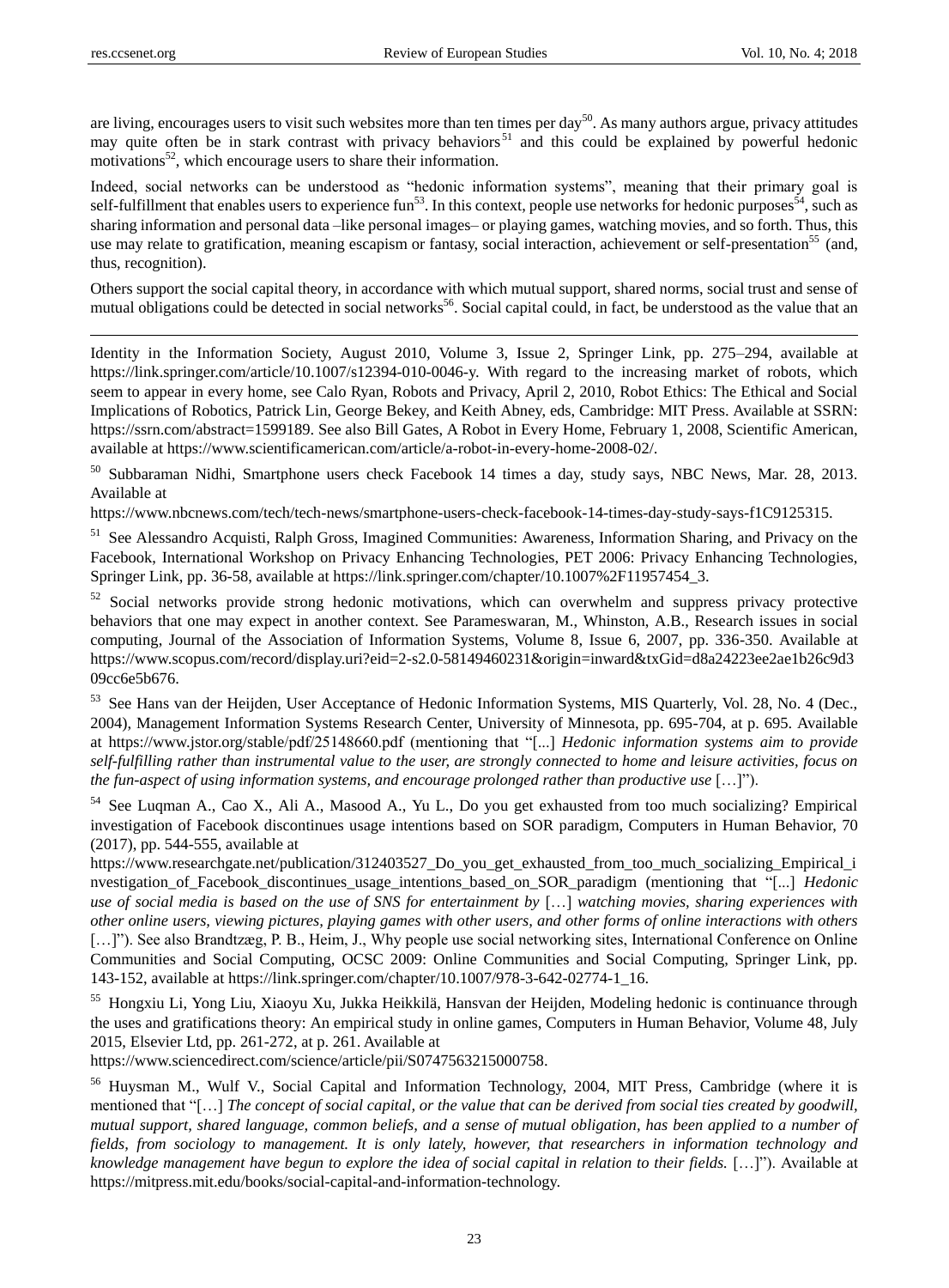are living, encourages users to visit such websites more than ten times per day[50]. As many authors argue, privacy attitudes may quite often be in stark contrast with privacy behaviors[51] and this could be explained by powerful hedonic motivations[52], which encourage users to share their information.

Indeed, social networks can be understood as "hedonic information systems", meaning that their primary goal is self-fulfillment that enables users to experience fun[53]. In this context, people use networks for hedonic purposes[54], such as sharing information and personal data –like personal images– or playing games, watching movies, and so forth. Thus, this use may relate to gratification, meaning escapism or fantasy, social interaction, achievement or self-presentation[55] (and, thus, recognition).

Others support the social capital theory, in accordance with which mutual support, shared norms, social trust and sense of mutual obligations could be detected in social networks[56]. Social capital could, in fact, be understood as the value that an

---

Identity in the Information Society, August 2010, Volume 3, Issue 2, Springer Link, pp. 275–294, available at https://link.springer.com/article/10.1007/s12394-010-0046-y. With regard to the increasing market of robots, which seem to appear in every home, see Calo Ryan, Robots and Privacy, April 2, 2010, Robot Ethics: The Ethical and Social Implications of Robotics, Patrick Lin, George Bekey, and Keith Abney, eds, Cambridge: MIT Press. Available at SSRN: https://ssrn.com/abstract=1599189. See also Bill Gates, A Robot in Every Home, February 1, 2008, Scientific American, available at https://www.scientificamerican.com/article/a-robot-in-every-home-2008-02/.

[50] Subbaraman Nidhi, Smartphone users check Facebook 14 times a day, study says, NBC News, Mar. 28, 2013. Available at https://www.nbcnews.com/tech/tech-news/smartphone-users-check-facebook-14-times-day-study-says-f1C9125315.

[51] See Alessandro Acquisti, Ralph Gross, Imagined Communities: Awareness, Information Sharing, and Privacy on the Facebook, International Workshop on Privacy Enhancing Technologies, PET 2006: Privacy Enhancing Technologies, Springer Link, pp. 36-58, available at https://link.springer.com/chapter/10.1007%2F11957454_3.

[52] Social networks provide strong hedonic motivations, which can overwhelm and suppress privacy protective behaviors that one may expect in another context. See Parameswaran, M., Whinston, A.B., Research issues in social computing, Journal of the Association of Information Systems, Volume 8, Issue 6, 2007, pp. 336-350. Available at https://www.scopus.com/record/display.uri?eid=2-s2.0-58149460231&origin=inward&txGid=d8a24223ee2ae1b26c9d309cc6e5b676.

[53] See Hans van der Heijden, User Acceptance of Hedonic Information Systems, MIS Quarterly, Vol. 28, No. 4 (Dec., 2004), Management Information Systems Research Center, University of Minnesota, pp. 695-704, at p. 695. Available at https://www.jstor.org/stable/pdf/25148660.pdf (mentioning that "[...] *Hedonic information systems aim to provide self-fulfilling rather than instrumental value to the user, are strongly connected to home and leisure activities, focus on the fun-aspect of using information systems, and encourage prolonged rather than productive use* […]").

[54] See Luqman A., Cao X., Ali A., Masood A., Yu L., Do you get exhausted from too much socializing? Empirical investigation of Facebook discontinues usage intentions based on SOR paradigm, Computers in Human Behavior, 70 (2017), pp. 544-555, available at https://www.researchgate.net/publication/312403527_Do_you_get_exhausted_from_too_much_socializing_Empirical_investigation_of_Facebook_discontinues_usage_intentions_based_on_SOR_paradigm (mentioning that "[...] *Hedonic use of social media is based on the use of SNS for entertainment by* […] *watching movies, sharing experiences with other online users, viewing pictures, playing games with other users, and other forms of online interactions with others* […]"). See also Brandtzæg, P. B., Heim, J., Why people use social networking sites, International Conference on Online Communities and Social Computing, OCSC 2009: Online Communities and Social Computing, Springer Link, pp. 143-152, available at https://link.springer.com/chapter/10.1007/978-3-642-02774-1_16.

[55] Hongxiu Li, Yong Liu, Xiaoyu Xu, Jukka Heikkilä, Hansvan der Heijden, Modeling hedonic is continuance through the uses and gratifications theory: An empirical study in online games, Computers in Human Behavior, Volume 48, July 2015, Elsevier Ltd, pp. 261-272, at p. 261. Available at https://www.sciencedirect.com/science/article/pii/S0747563215000758.

[56] Huysman M., Wulf V., Social Capital and Information Technology, 2004, MIT Press, Cambridge (where it is mentioned that "[…] *The concept of social capital, or the value that can be derived from social ties created by goodwill, mutual support, shared language, common beliefs, and a sense of mutual obligation, has been applied to a number of fields, from sociology to management. It is only lately, however, that researchers in information technology and knowledge management have begun to explore the idea of social capital in relation to their fields.* […]"). Available at https://mitpress.mit.edu/books/social-capital-and-information-technology.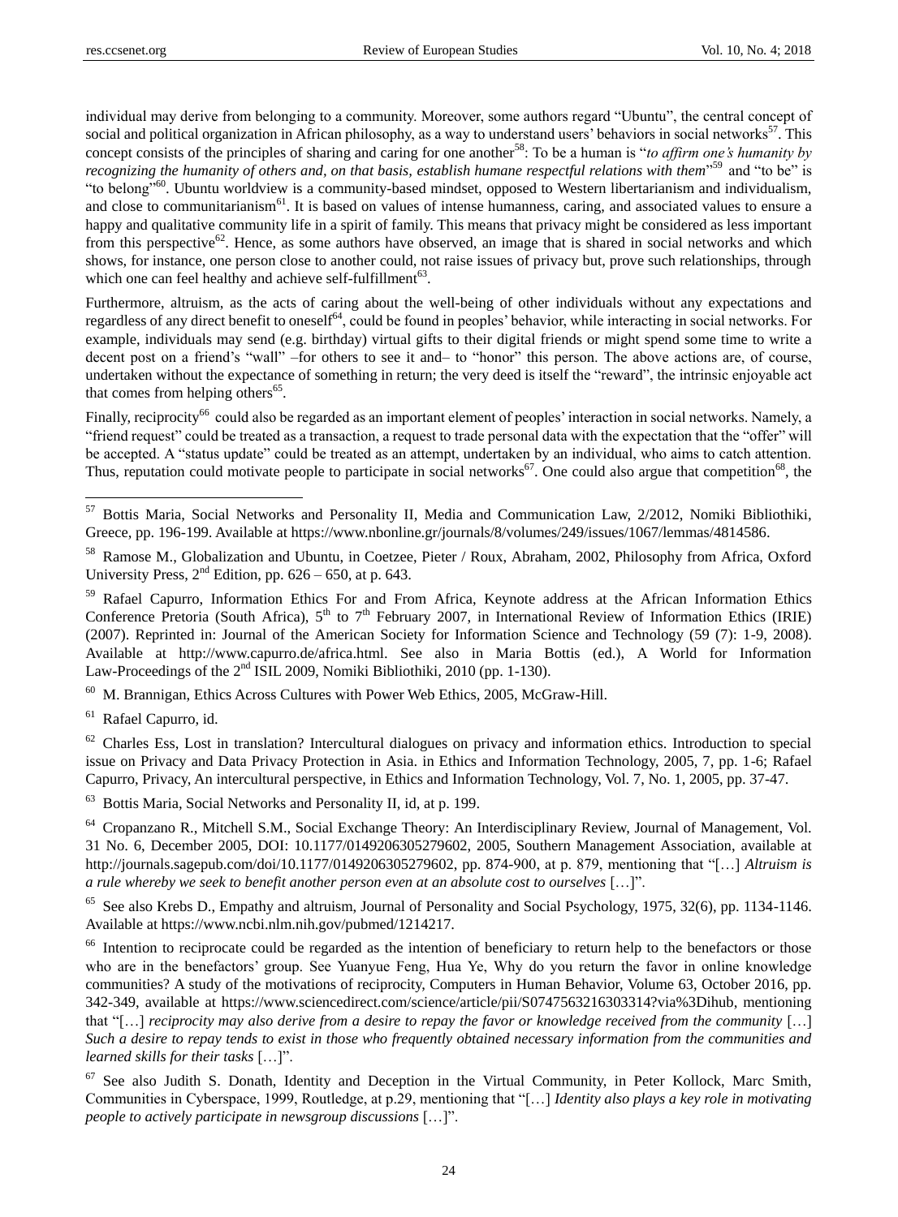individual may derive from belonging to a community. Moreover, some authors regard "Ubuntu", the central concept of social and political organization in African philosophy, as a way to understand users' behaviors in social networks[57]. This concept consists of the principles of sharing and caring for one another[58]: To be a human is "*to affirm one's humanity by recognizing the humanity of others and, on that basis, establish humane respectful relations with them*"[59] and "to be" is "to belong"[60]. Ubuntu worldview is a community-based mindset, opposed to Western libertarianism and individualism, and close to communitarianism[61]. It is based on values of intense humanness, caring, and associated values to ensure a happy and qualitative community life in a spirit of family. This means that privacy might be considered as less important from this perspective[62]. Hence, as some authors have observed, an image that is shared in social networks and which shows, for instance, one person close to another could, not raise issues of privacy but, prove such relationships, through which one can feel healthy and achieve self-fulfillment[63].

Furthermore, altruism, as the acts of caring about the well-being of other individuals without any expectations and regardless of any direct benefit to oneself[64], could be found in peoples' behavior, while interacting in social networks. For example, individuals may send (e.g. birthday) virtual gifts to their digital friends or might spend some time to write a decent post on a friend's "wall" –for others to see it and– to "honor" this person. The above actions are, of course, undertaken without the expectance of something in return; the very deed is itself the "reward", the intrinsic enjoyable act that comes from helping others[65].

Finally, reciprocity[66] could also be regarded as an important element of peoples' interaction in social networks. Namely, a "friend request" could be treated as a transaction, a request to trade personal data with the expectation that the "offer" will be accepted. A "status update" could be treated as an attempt, undertaken by an individual, who aims to catch attention. Thus, reputation could motivate people to participate in social networks[67]. One could also argue that competition[68], the

---

[57] Bottis Maria, Social Networks and Personality II, Media and Communication Law, 2/2012, Nomiki Bibliothiki, Greece, pp. 196-199. Available at https://www.nbonline.gr/journals/8/volumes/249/issues/1067/lemmas/4814586.

[58] Ramose M., Globalization and Ubuntu, in Coetzee, Pieter / Roux, Abraham, 2002, Philosophy from Africa, Oxford University Press, 2nd Edition, pp. 626 – 650, at p. 643.

[59] Rafael Capurro, Information Ethics For and From Africa, Keynote address at the African Information Ethics Conference Pretoria (South Africa), 5th to 7th February 2007, in International Review of Information Ethics (IRIE) (2007). Reprinted in: Journal of the American Society for Information Science and Technology (59 (7): 1-9, 2008). Available at http://www.capurro.de/africa.html. See also in Maria Bottis (ed.), A World for Information Law-Proceedings of the 2nd ISIL 2009, Nomiki Bibliothiki, 2010 (pp. 1-130).

[60] M. Brannigan, Ethics Across Cultures with Power Web Ethics, 2005, McGraw-Hill.

[61] Rafael Capurro, id.

[62] Charles Ess, Lost in translation? Intercultural dialogues on privacy and information ethics. Introduction to special issue on Privacy and Data Privacy Protection in Asia. in Ethics and Information Technology, 2005, 7, pp. 1-6; Rafael Capurro, Privacy, An intercultural perspective, in Ethics and Information Technology, Vol. 7, No. 1, 2005, pp. 37-47.

[63] Bottis Maria, Social Networks and Personality II, id, at p. 199.

[64] Cropanzano R., Mitchell S.M., Social Exchange Theory: An Interdisciplinary Review, Journal of Management, Vol. 31 No. 6, December 2005, DOI: 10.1177/0149206305279602, 2005, Southern Management Association, available at http://journals.sagepub.com/doi/10.1177/0149206305279602, pp. 874-900, at p. 879, mentioning that "[…] *Altruism is a rule whereby we seek to benefit another person even at an absolute cost to ourselves* […]".

[65] See also Krebs D., Empathy and altruism, Journal of Personality and Social Psychology, 1975, 32(6), pp. 1134-1146. Available at https://www.ncbi.nlm.nih.gov/pubmed/1214217.

[66] Intention to reciprocate could be regarded as the intention of beneficiary to return help to the benefactors or those who are in the benefactors' group. See Yuanyue Feng, Hua Ye, Why do you return the favor in online knowledge communities? A study of the motivations of reciprocity, Computers in Human Behavior, Volume 63, October 2016, pp. 342-349, available at https://www.sciencedirect.com/science/article/pii/S0747563216303314?via%3Dihub, mentioning that "[…] *reciprocity may also derive from a desire to repay the favor or knowledge received from the community* […] *Such a desire to repay tends to exist in those who frequently obtained necessary information from the communities and learned skills for their tasks* […]".

[67] See also Judith S. Donath, Identity and Deception in the Virtual Community, in Peter Kollock, Marc Smith, Communities in Cyberspace, 1999, Routledge, at p.29, mentioning that "[…] *Identity also plays a key role in motivating people to actively participate in newsgroup discussions* […]".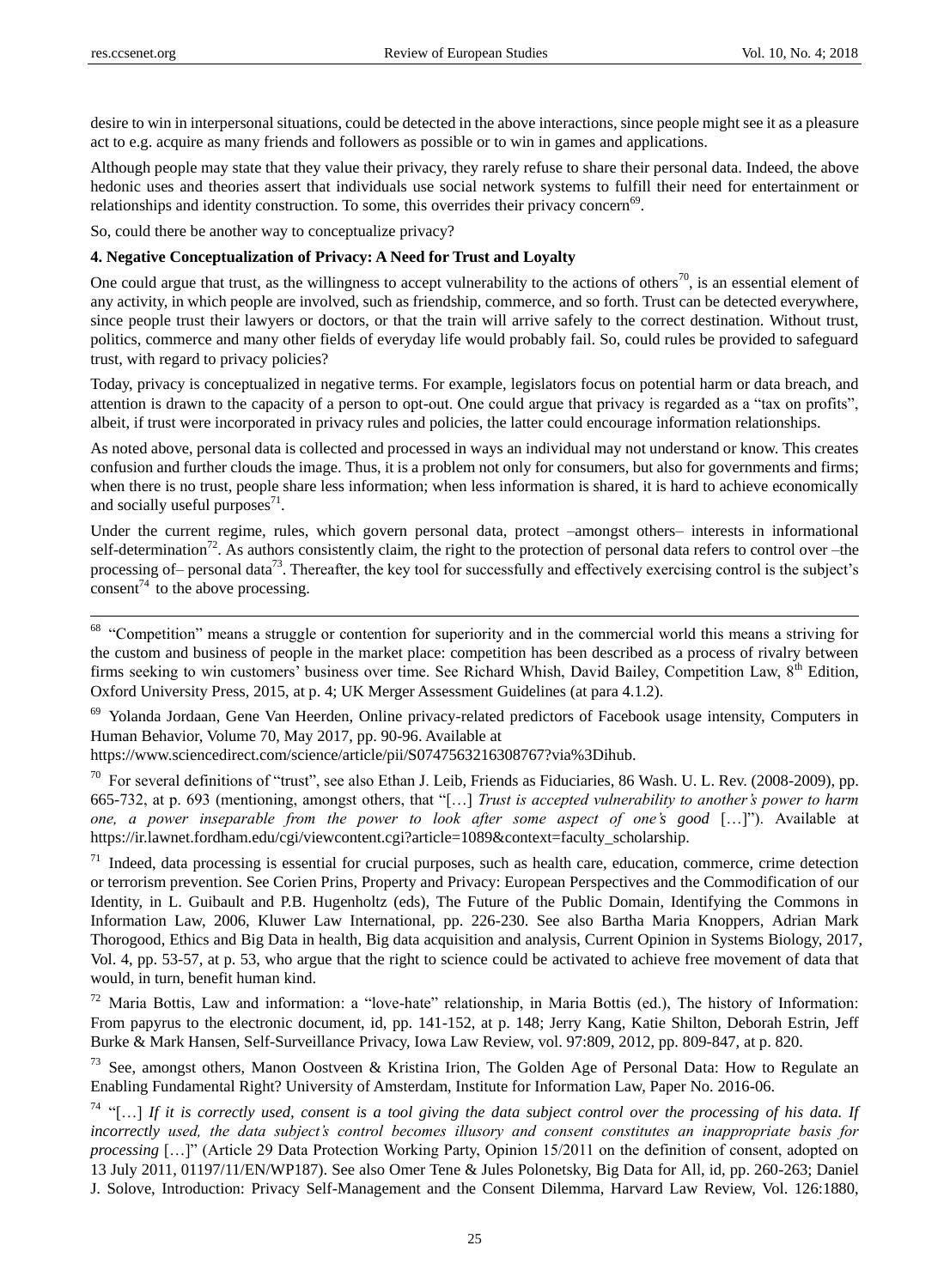desire to win in interpersonal situations, could be detected in the above interactions, since people might see it as a pleasure act to e.g. acquire as many friends and followers as possible or to win in games and applications.

Although people may state that they value their privacy, they rarely refuse to share their personal data. Indeed, the above hedonic uses and theories assert that individuals use social network systems to fulfill their need for entertainment or relationships and identity construction. To some, this overrides their privacy concern[69].

So, could there be another way to conceptualize privacy?

## 4. Negative Conceptualization of Privacy: A Need for Trust and Loyalty

One could argue that trust, as the willingness to accept vulnerability to the actions of others[70], is an essential element of any activity, in which people are involved, such as friendship, commerce, and so forth. Trust can be detected everywhere, since people trust their lawyers or doctors, or that the train will arrive safely to the correct destination. Without trust, politics, commerce and many other fields of everyday life would probably fail. So, could rules be provided to safeguard trust, with regard to privacy policies?

Today, privacy is conceptualized in negative terms. For example, legislators focus on potential harm or data breach, and attention is drawn to the capacity of a person to opt-out. One could argue that privacy is regarded as a "tax on profits", albeit, if trust were incorporated in privacy rules and policies, the latter could encourage information relationships.

As noted above, personal data is collected and processed in ways an individual may not understand or know. This creates confusion and further clouds the image. Thus, it is a problem not only for consumers, but also for governments and firms; when there is no trust, people share less information; when less information is shared, it is hard to achieve economically and socially useful purposes[71].

Under the current regime, rules, which govern personal data, protect –amongst others– interests in informational self-determination[72]. As authors consistently claim, the right to the protection of personal data refers to control over –the processing of– personal data[73]. Thereafter, the key tool for successfully and effectively exercising control is the subject's consent[74] to the above processing.

---

[68] "Competition" means a struggle or contention for superiority and in the commercial world this means a striving for the custom and business of people in the market place: competition has been described as a process of rivalry between firms seeking to win customers' business over time. See Richard Whish, David Bailey, Competition Law, 8th Edition, Oxford University Press, 2015, at p. 4; UK Merger Assessment Guidelines (at para 4.1.2).

[69] Yolanda Jordaan, Gene Van Heerden, Online privacy-related predictors of Facebook usage intensity, Computers in Human Behavior, Volume 70, May 2017, pp. 90-96. Available at https://www.sciencedirect.com/science/article/pii/S0747563216308767?via%3Dihub.

[70] For several definitions of "trust", see also Ethan J. Leib, Friends as Fiduciaries, 86 Wash. U. L. Rev. (2008-2009), pp. 665-732, at p. 693 (mentioning, amongst others, that "[…] *Trust is accepted vulnerability to another's power to harm one, a power inseparable from the power to look after some aspect of one's good* […]"). Available at https://ir.lawnet.fordham.edu/cgi/viewcontent.cgi?article=1089&context=faculty_scholarship.

[71] Indeed, data processing is essential for crucial purposes, such as health care, education, commerce, crime detection or terrorism prevention. See Corien Prins, Property and Privacy: European Perspectives and the Commodification of our Identity, in L. Guibault and P.B. Hugenholtz (eds), The Future of the Public Domain, Identifying the Commons in Information Law, 2006, Kluwer Law International, pp. 226-230. See also Bartha Maria Knoppers, Adrian Mark Thorogood, Ethics and Big Data in health, Big data acquisition and analysis, Current Opinion in Systems Biology, 2017, Vol. 4, pp. 53-57, at p. 53, who argue that the right to science could be activated to achieve free movement of data that would, in turn, benefit human kind.

[72] Maria Bottis, Law and information: a "love-hate" relationship, in Maria Bottis (ed.), The history of Information: From papyrus to the electronic document, id, pp. 141-152, at p. 148; Jerry Kang, Katie Shilton, Deborah Estrin, Jeff Burke & Mark Hansen, Self-Surveillance Privacy, Iowa Law Review, vol. 97:809, 2012, pp. 809-847, at p. 820.

[73] See, amongst others, Manon Oostveen & Kristina Irion, The Golden Age of Personal Data: How to Regulate an Enabling Fundamental Right? University of Amsterdam, Institute for Information Law, Paper No. 2016-06.

[74] "[…] *If it is correctly used, consent is a tool giving the data subject control over the processing of his data. If incorrectly used, the data subject's control becomes illusory and consent constitutes an inappropriate basis for processing* […]" (Article 29 Data Protection Working Party, Opinion 15/2011 on the definition of consent, adopted on 13 July 2011, 01197/11/EN/WP187). See also Omer Tene & Jules Polonetsky, Big Data for All, id, pp. 260-263; Daniel J. Solove, Introduction: Privacy Self-Management and the Consent Dilemma, Harvard Law Review, Vol. 126:1880,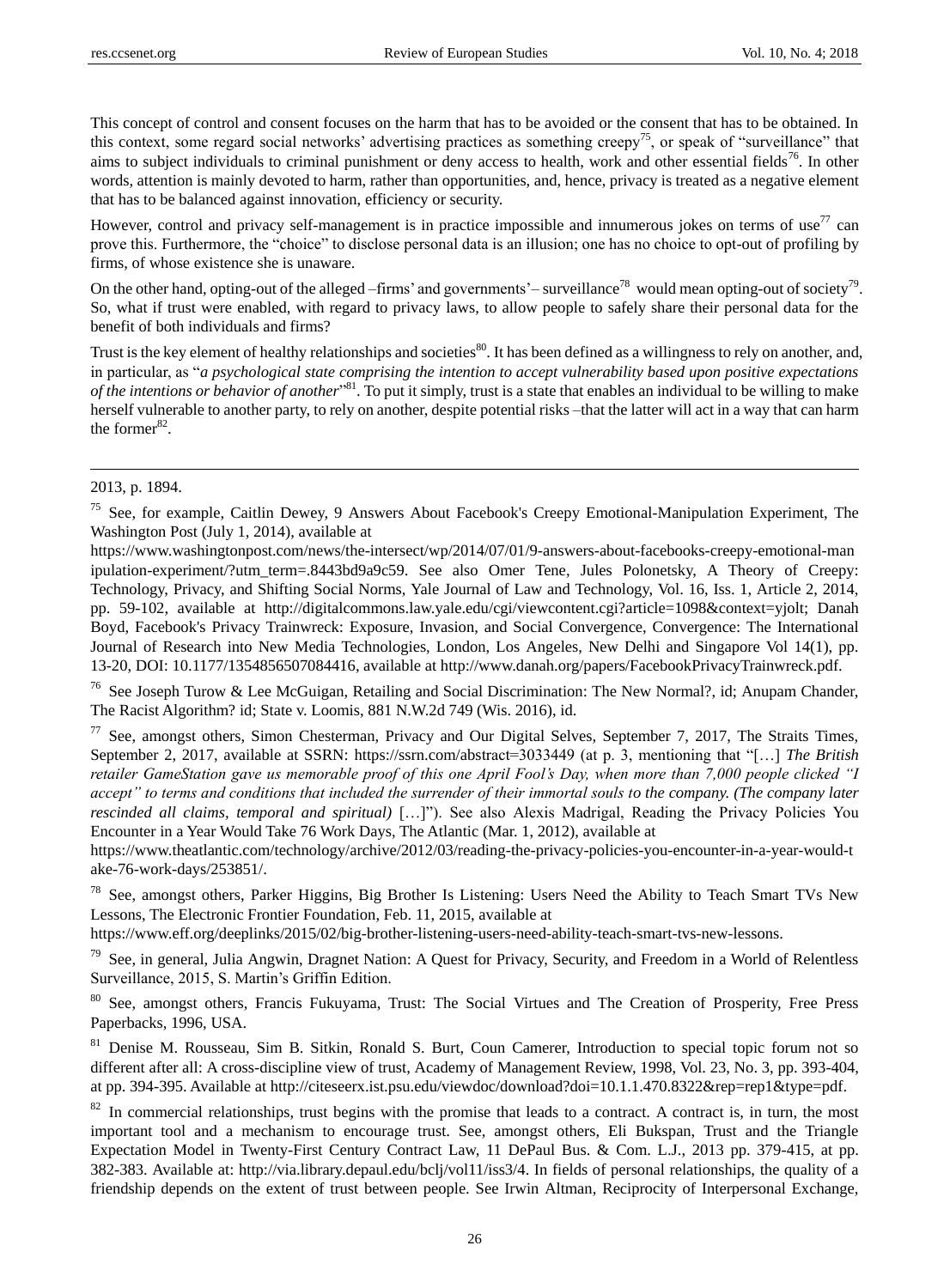This concept of control and consent focuses on the harm that has to be avoided or the consent that has to be obtained. In this context, some regard social networks' advertising practices as something creepy[75], or speak of "surveillance" that aims to subject individuals to criminal punishment or deny access to health, work and other essential fields[76]. In other words, attention is mainly devoted to harm, rather than opportunities, and, hence, privacy is treated as a negative element that has to be balanced against innovation, efficiency or security.

However, control and privacy self-management is in practice impossible and innumerous jokes on terms of use[77] can prove this. Furthermore, the "choice" to disclose personal data is an illusion; one has no choice to opt-out of profiling by firms, of whose existence she is unaware.

On the other hand, opting-out of the alleged –firms' and governments'– surveillance[78] would mean opting-out of society[79]. So, what if trust were enabled, with regard to privacy laws, to allow people to safely share their personal data for the benefit of both individuals and firms?

Trust is the key element of healthy relationships and societies[80]. It has been defined as a willingness to rely on another, and, in particular, as "*a psychological state comprising the intention to accept vulnerability based upon positive expectations of the intentions or behavior of another*"[81]. To put it simply, trust is a state that enables an individual to be willing to make herself vulnerable to another party, to rely on another, despite potential risks –that the latter will act in a way that can harm the former[82].

---

2013, p. 1894.

[75] See, for example, Caitlin Dewey, 9 Answers About Facebook's Creepy Emotional-Manipulation Experiment, The Washington Post (July 1, 2014), available at https://www.washingtonpost.com/news/the-intersect/wp/2014/07/01/9-answers-about-facebooks-creepy-emotional-manipulation-experiment/?utm_term=.8443bd9a9c59. See also Omer Tene, Jules Polonetsky, A Theory of Creepy: Technology, Privacy, and Shifting Social Norms, Yale Journal of Law and Technology, Vol. 16, Iss. 1, Article 2, 2014, pp. 59-102, available at http://digitalcommons.law.yale.edu/cgi/viewcontent.cgi?article=1098&context=yjolt; Danah Boyd, Facebook's Privacy Trainwreck: Exposure, Invasion, and Social Convergence, Convergence: The International Journal of Research into New Media Technologies, London, Los Angeles, New Delhi and Singapore Vol 14(1), pp. 13-20, DOI: 10.1177/1354856507084416, available at http://www.danah.org/papers/FacebookPrivacyTrainwreck.pdf.

[76] See Joseph Turow & Lee McGuigan, Retailing and Social Discrimination: The New Normal?, id; Anupam Chander, The Racist Algorithm? id; State v. Loomis, 881 N.W.2d 749 (Wis. 2016), id.

[77] See, amongst others, Simon Chesterman, Privacy and Our Digital Selves, September 7, 2017, The Straits Times, September 2, 2017, available at SSRN: https://ssrn.com/abstract=3033449 (at p. 3, mentioning that "[…] *The British retailer GameStation gave us memorable proof of this one April Fool's Day, when more than 7,000 people clicked "I accept" to terms and conditions that included the surrender of their immortal souls to the company. (The company later rescinded all claims, temporal and spiritual)* […]"). See also Alexis Madrigal, Reading the Privacy Policies You Encounter in a Year Would Take 76 Work Days, The Atlantic (Mar. 1, 2012), available at https://www.theatlantic.com/technology/archive/2012/03/reading-the-privacy-policies-you-encounter-in-a-year-would-take-76-work-days/253851/.

[78] See, amongst others, Parker Higgins, Big Brother Is Listening: Users Need the Ability to Teach Smart TVs New Lessons, The Electronic Frontier Foundation, Feb. 11, 2015, available at https://www.eff.org/deeplinks/2015/02/big-brother-listening-users-need-ability-teach-smart-tvs-new-lessons.

[79] See, in general, Julia Angwin, Dragnet Nation: A Quest for Privacy, Security, and Freedom in a World of Relentless Surveillance, 2015, S. Martin's Griffin Edition.

[80] See, amongst others, Francis Fukuyama, Trust: The Social Virtues and The Creation of Prosperity, Free Press Paperbacks, 1996, USA.

[81] Denise M. Rousseau, Sim B. Sitkin, Ronald S. Burt, Coun Camerer, Introduction to special topic forum not so different after all: A cross-discipline view of trust, Academy of Management Review, 1998, Vol. 23, No. 3, pp. 393-404, at pp. 394-395. Available at http://citeseerx.ist.psu.edu/viewdoc/download?doi=10.1.1.470.8322&rep=rep1&type=pdf.

[82] In commercial relationships, trust begins with the promise that leads to a contract. A contract is, in turn, the most important tool and a mechanism to encourage trust. See, amongst others, Eli Bukspan, Trust and the Triangle Expectation Model in Twenty-First Century Contract Law, 11 DePaul Bus. & Com. L.J., 2013 pp. 379-415, at pp. 382-383. Available at: http://via.library.depaul.edu/bclj/vol11/iss3/4. In fields of personal relationships, the quality of a friendship depends on the extent of trust between people. See Irwin Altman, Reciprocity of Interpersonal Exchange,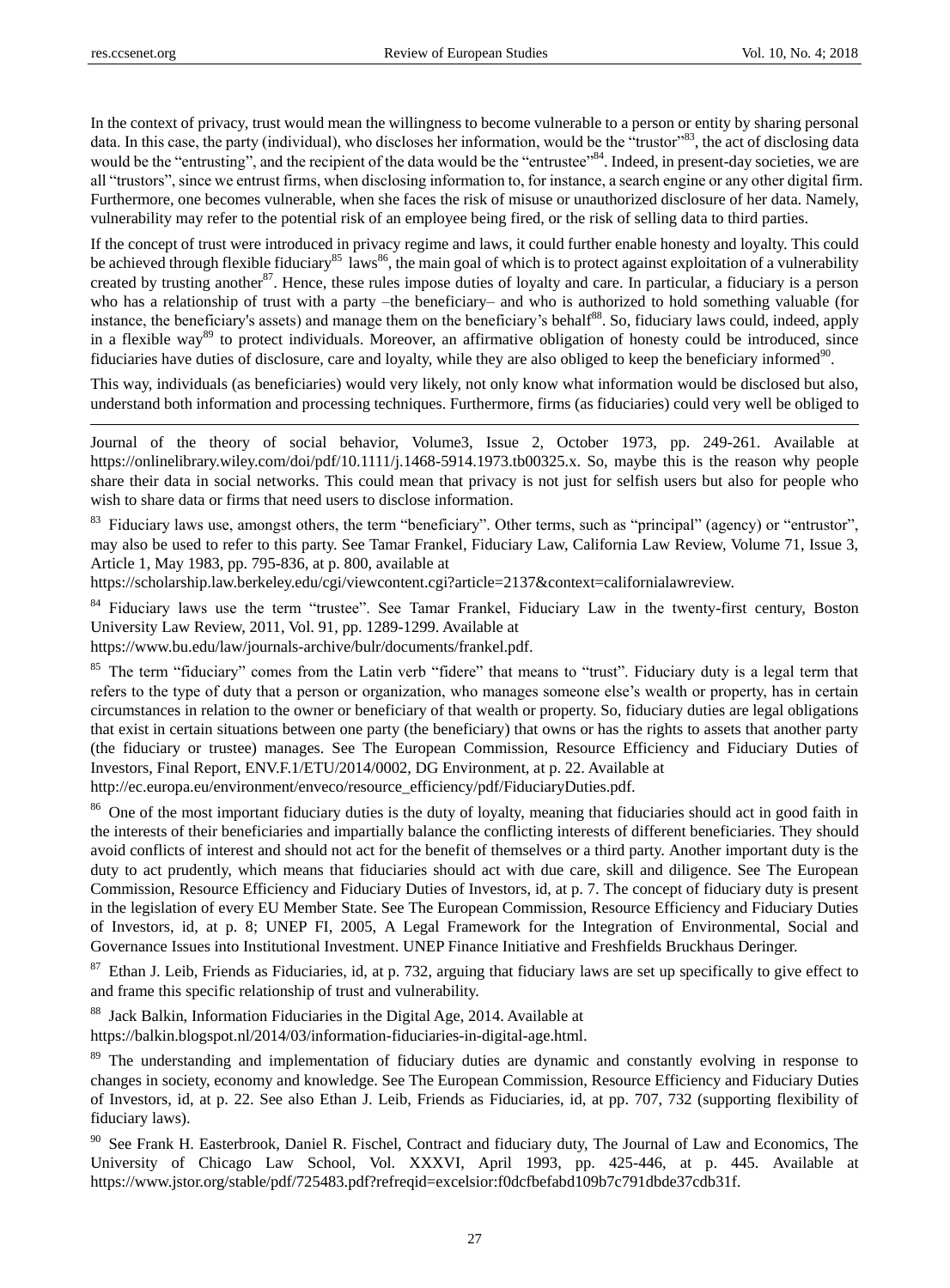In the context of privacy, trust would mean the willingness to become vulnerable to a person or entity by sharing personal data. In this case, the party (individual), who discloses her information, would be the "trustor"[83], the act of disclosing data would be the "entrusting", and the recipient of the data would be the "entrustee"[84]. Indeed, in present-day societies, we are all "trustors", since we entrust firms, when disclosing information to, for instance, a search engine or any other digital firm. Furthermore, one becomes vulnerable, when she faces the risk of misuse or unauthorized disclosure of her data. Namely, vulnerability may refer to the potential risk of an employee being fired, or the risk of selling data to third parties.

If the concept of trust were introduced in privacy regime and laws, it could further enable honesty and loyalty. This could be achieved through flexible fiduciary[85] laws[86], the main goal of which is to protect against exploitation of a vulnerability created by trusting another[87]. Hence, these rules impose duties of loyalty and care. In particular, a fiduciary is a person who has a relationship of trust with a party –the beneficiary– and who is authorized to hold something valuable (for instance, the beneficiary's assets) and manage them on the beneficiary's behalf[88]. So, fiduciary laws could, indeed, apply in a flexible way[89] to protect individuals. Moreover, an affirmative obligation of honesty could be introduced, since fiduciaries have duties of disclosure, care and loyalty, while they are also obliged to keep the beneficiary informed[90].

This way, individuals (as beneficiaries) would very likely, not only know what information would be disclosed but also, understand both information and processing techniques. Furthermore, firms (as fiduciaries) could very well be obliged to

---

Journal of the theory of social behavior, Volume3, Issue 2, October 1973, pp. 249-261. Available at https://onlinelibrary.wiley.com/doi/pdf/10.1111/j.1468-5914.1973.tb00325.x. So, maybe this is the reason why people share their data in social networks. This could mean that privacy is not just for selfish users but also for people who wish to share data or firms that need users to disclose information.

[83] Fiduciary laws use, amongst others, the term "beneficiary". Other terms, such as "principal" (agency) or "entrustor", may also be used to refer to this party. See Tamar Frankel, Fiduciary Law, California Law Review, Volume 71, Issue 3, Article 1, May 1983, pp. 795-836, at p. 800, available at https://scholarship.law.berkeley.edu/cgi/viewcontent.cgi?article=2137&context=californialawreview.

[84] Fiduciary laws use the term "trustee". See Tamar Frankel, Fiduciary Law in the twenty-first century, Boston University Law Review, 2011, Vol. 91, pp. 1289-1299. Available at https://www.bu.edu/law/journals-archive/bulr/documents/frankel.pdf.

[85] The term "fiduciary" comes from the Latin verb "fidere" that means to "trust". Fiduciary duty is a legal term that refers to the type of duty that a person or organization, who manages someone else's wealth or property, has in certain circumstances in relation to the owner or beneficiary of that wealth or property. So, fiduciary duties are legal obligations that exist in certain situations between one party (the beneficiary) that owns or has the rights to assets that another party (the fiduciary or trustee) manages. See The European Commission, Resource Efficiency and Fiduciary Duties of Investors, Final Report, ENV.F.1/ETU/2014/0002, DG Environment, at p. 22. Available at http://ec.europa.eu/environment/enveco/resource_efficiency/pdf/FiduciaryDuties.pdf.

[86] One of the most important fiduciary duties is the duty of loyalty, meaning that fiduciaries should act in good faith in the interests of their beneficiaries and impartially balance the conflicting interests of different beneficiaries. They should avoid conflicts of interest and should not act for the benefit of themselves or a third party. Another important duty is the duty to act prudently, which means that fiduciaries should act with due care, skill and diligence. See The European Commission, Resource Efficiency and Fiduciary Duties of Investors, id, at p. 7. The concept of fiduciary duty is present in the legislation of every EU Member State. See The European Commission, Resource Efficiency and Fiduciary Duties of Investors, id, at p. 8; UNEP FI, 2005, A Legal Framework for the Integration of Environmental, Social and Governance Issues into Institutional Investment. UNEP Finance Initiative and Freshfields Bruckhaus Deringer.

[87] Ethan J. Leib, Friends as Fiduciaries, id, at p. 732, arguing that fiduciary laws are set up specifically to give effect to and frame this specific relationship of trust and vulnerability.

[88] Jack Balkin, Information Fiduciaries in the Digital Age, 2014. Available at https://balkin.blogspot.nl/2014/03/information-fiduciaries-in-digital-age.html.

[89] The understanding and implementation of fiduciary duties are dynamic and constantly evolving in response to changes in society, economy and knowledge. See The European Commission, Resource Efficiency and Fiduciary Duties of Investors, id, at p. 22. See also Ethan J. Leib, Friends as Fiduciaries, id, at pp. 707, 732 (supporting flexibility of fiduciary laws).

[90] See Frank H. Easterbrook, Daniel R. Fischel, Contract and fiduciary duty, The Journal of Law and Economics, The University of Chicago Law School, Vol. XXXVI, April 1993, pp. 425-446, at p. 445. Available at https://www.jstor.org/stable/pdf/725483.pdf?refreqid=excelsior:f0dcfbefabd109b7c791dbde37cdb31f.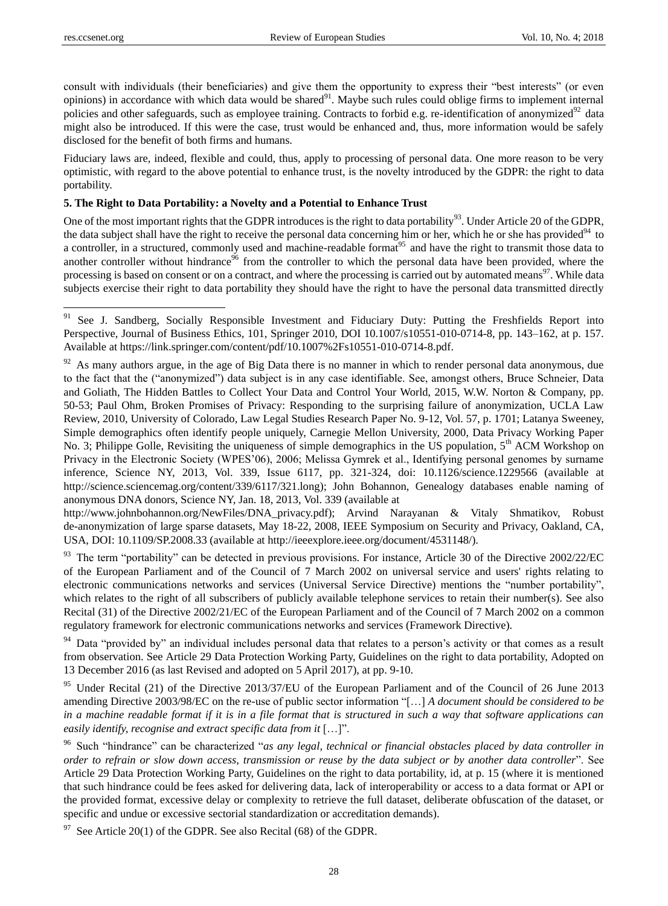consult with individuals (their beneficiaries) and give them the opportunity to express their "best interests" (or even opinions) in accordance with which data would be shared[91]. Maybe such rules could oblige firms to implement internal policies and other safeguards, such as employee training. Contracts to forbid e.g. re-identification of anonymized[92] data might also be introduced. If this were the case, trust would be enhanced and, thus, more information would be safely disclosed for the benefit of both firms and humans.

Fiduciary laws are, indeed, flexible and could, thus, apply to processing of personal data. One more reason to be very optimistic, with regard to the above potential to enhance trust, is the novelty introduced by the GDPR: the right to data portability.

## 5. The Right to Data Portability: a Novelty and a Potential to Enhance Trust

One of the most important rights that the GDPR introduces is the right to data portability[93]. Under Article 20 of the GDPR, the data subject shall have the right to receive the personal data concerning him or her, which he or she has provided[94] to a controller, in a structured, commonly used and machine-readable format[95] and have the right to transmit those data to another controller without hindrance[96] from the controller to which the personal data have been provided, where the processing is based on consent or on a contract, and where the processing is carried out by automated means[97]. While data subjects exercise their right to data portability they should have the right to have the personal data transmitted directly

---

[91] See J. Sandberg, Socially Responsible Investment and Fiduciary Duty: Putting the Freshfields Report into Perspective, Journal of Business Ethics, 101, Springer 2010, DOI 10.1007/s10551-010-0714-8, pp. 143–162, at p. 157. Available at https://link.springer.com/content/pdf/10.1007%2Fs10551-010-0714-8.pdf.

[92] As many authors argue, in the age of Big Data there is no manner in which to render personal data anonymous, due to the fact that the ("anonymized") data subject is in any case identifiable. See, amongst others, Bruce Schneier, Data and Goliath, The Hidden Battles to Collect Your Data and Control Your World, 2015, W.W. Norton & Company, pp. 50-53; Paul Ohm, Broken Promises of Privacy: Responding to the surprising failure of anonymization, UCLA Law Review, 2010, University of Colorado, Law Legal Studies Research Paper No. 9-12, Vol. 57, p. 1701; Latanya Sweeney, Simple demographics often identify people uniquely, Carnegie Mellon University, 2000, Data Privacy Working Paper No. 3; Philippe Golle, Revisiting the uniqueness of simple demographics in the US population, 5th ACM Workshop on Privacy in the Electronic Society (WPES'06), 2006; Melissa Gymrek et al., Identifying personal genomes by surname inference, Science NY, 2013, Vol. 339, Issue 6117, pp. 321-324, doi: 10.1126/science.1229566 (available at http://science.sciencemag.org/content/339/6117/321.long); John Bohannon, Genealogy databases enable naming of anonymous DNA donors, Science NY, Jan. 18, 2013, Vol. 339 (available at http://www.johnbohannon.org/NewFiles/DNA_privacy.pdf); Arvind Narayanan & Vitaly Shmatikov, Robust de-anonymization of large sparse datasets, May 18-22, 2008, IEEE Symposium on Security and Privacy, Oakland, CA, USA, DOI: 10.1109/SP.2008.33 (available at http://ieeexplore.ieee.org/document/4531148/).

[93] The term "portability" can be detected in previous provisions. For instance, Article 30 of the Directive 2002/22/EC of the European Parliament and of the Council of 7 March 2002 on universal service and users' rights relating to electronic communications networks and services (Universal Service Directive) mentions the "number portability", which relates to the right of all subscribers of publicly available telephone services to retain their number(s). See also Recital (31) of the Directive 2002/21/EC of the European Parliament and of the Council of 7 March 2002 on a common regulatory framework for electronic communications networks and services (Framework Directive).

[94] Data "provided by" an individual includes personal data that relates to a person's activity or that comes as a result from observation. See Article 29 Data Protection Working Party, Guidelines on the right to data portability, Adopted on 13 December 2016 (as last Revised and adopted on 5 April 2017), at pp. 9-10.

[95] Under Recital (21) of the Directive 2013/37/EU of the European Parliament and of the Council of 26 June 2013 amending Directive 2003/98/EC on the re-use of public sector information "[…] *A document should be considered to be in a machine readable format if it is in a file format that is structured in such a way that software applications can easily identify, recognise and extract specific data from it* […]".

[96] Such "hindrance" can be characterized "*as any legal, technical or financial obstacles placed by data controller in order to refrain or slow down access, transmission or reuse by the data subject or by another data controller*". See Article 29 Data Protection Working Party, Guidelines on the right to data portability, id, at p. 15 (where it is mentioned that such hindrance could be fees asked for delivering data, lack of interoperability or access to a data format or API or the provided format, excessive delay or complexity to retrieve the full dataset, deliberate obfuscation of the dataset, or specific and undue or excessive sectorial standardization or accreditation demands).

[97] See Article 20(1) of the GDPR. See also Recital (68) of the GDPR.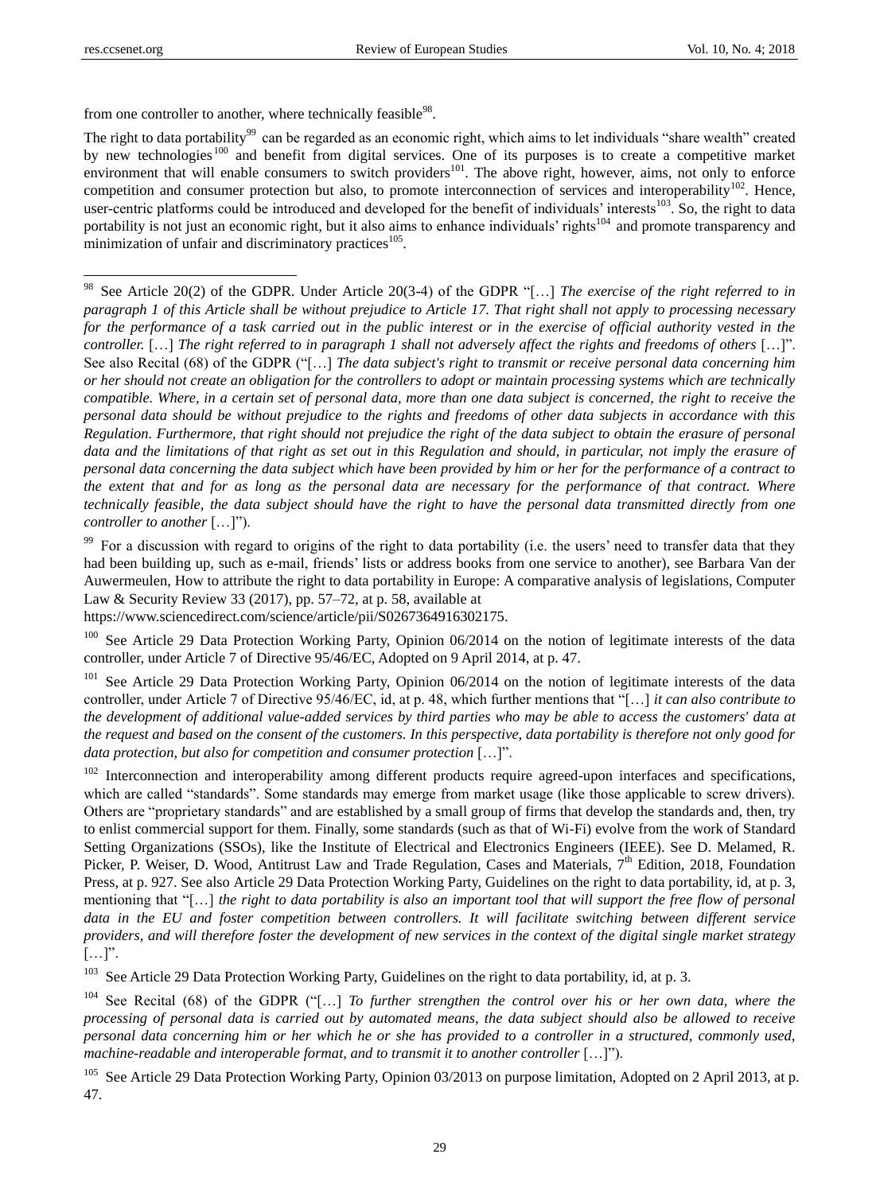from one controller to another, where technically feasible[98].

The right to data portability[99] can be regarded as an economic right, which aims to let individuals "share wealth" created by new technologies[100] and benefit from digital services. One of its purposes is to create a competitive market environment that will enable consumers to switch providers[101]. The above right, however, aims, not only to enforce competition and consumer protection but also, to promote interconnection of services and interoperability[102]. Hence, user-centric platforms could be introduced and developed for the benefit of individuals' interests[103]. So, the right to data portability is not just an economic right, but it also aims to enhance individuals' rights[104] and promote transparency and minimization of unfair and discriminatory practices[105].

---

[98] See Article 20(2) of the GDPR. Under Article 20(3-4) of the GDPR "[…] *The exercise of the right referred to in paragraph 1 of this Article shall be without prejudice to Article 17. That right shall not apply to processing necessary for the performance of a task carried out in the public interest or in the exercise of official authority vested in the controller.* […] *The right referred to in paragraph 1 shall not adversely affect the rights and freedoms of others* […]". See also Recital (68) of the GDPR ("[…] *The data subject's right to transmit or receive personal data concerning him or her should not create an obligation for the controllers to adopt or maintain processing systems which are technically compatible. Where, in a certain set of personal data, more than one data subject is concerned, the right to receive the personal data should be without prejudice to the rights and freedoms of other data subjects in accordance with this Regulation. Furthermore, that right should not prejudice the right of the data subject to obtain the erasure of personal data and the limitations of that right as set out in this Regulation and should, in particular, not imply the erasure of personal data concerning the data subject which have been provided by him or her for the performance of a contract to the extent that and for as long as the personal data are necessary for the performance of that contract. Where technically feasible, the data subject should have the right to have the personal data transmitted directly from one controller to another* […]").

[99] For a discussion with regard to origins of the right to data portability (i.e. the users' need to transfer data that they had been building up, such as e-mail, friends' lists or address books from one service to another), see Barbara Van der Auwermeulen, How to attribute the right to data portability in Europe: A comparative analysis of legislations, Computer Law & Security Review 33 (2017), pp. 57–72, at p. 58, available at https://www.sciencedirect.com/science/article/pii/S0267364916302175.

[100] See Article 29 Data Protection Working Party, Opinion 06/2014 on the notion of legitimate interests of the data controller, under Article 7 of Directive 95/46/EC, Adopted on 9 April 2014, at p. 47.

[101] See Article 29 Data Protection Working Party, Opinion 06/2014 on the notion of legitimate interests of the data controller, under Article 7 of Directive 95/46/EC, id, at p. 48, which further mentions that "[…] *it can also contribute to the development of additional value-added services by third parties who may be able to access the customers' data at the request and based on the consent of the customers. In this perspective, data portability is therefore not only good for data protection, but also for competition and consumer protection* […]".

[102] Interconnection and interoperability among different products require agreed-upon interfaces and specifications, which are called "standards". Some standards may emerge from market usage (like those applicable to screw drivers). Others are "proprietary standards" and are established by a small group of firms that develop the standards and, then, try to enlist commercial support for them. Finally, some standards (such as that of Wi-Fi) evolve from the work of Standard Setting Organizations (SSOs), like the Institute of Electrical and Electronics Engineers (IEEE). See D. Melamed, R. Picker, P. Weiser, D. Wood, Antitrust Law and Trade Regulation, Cases and Materials, 7th Edition, 2018, Foundation Press, at p. 927. See also Article 29 Data Protection Working Party, Guidelines on the right to data portability, id, at p. 3, mentioning that "[…] *the right to data portability is also an important tool that will support the free flow of personal data in the EU and foster competition between controllers. It will facilitate switching between different service providers, and will therefore foster the development of new services in the context of the digital single market strategy* […]".

[103] See Article 29 Data Protection Working Party, Guidelines on the right to data portability, id, at p. 3.

[104] See Recital (68) of the GDPR ("[…] *To further strengthen the control over his or her own data, where the processing of personal data is carried out by automated means, the data subject should also be allowed to receive personal data concerning him or her which he or she has provided to a controller in a structured, commonly used, machine-readable and interoperable format, and to transmit it to another controller* […]").

[105] See Article 29 Data Protection Working Party, Opinion 03/2013 on purpose limitation, Adopted on 2 April 2013, at p. 47.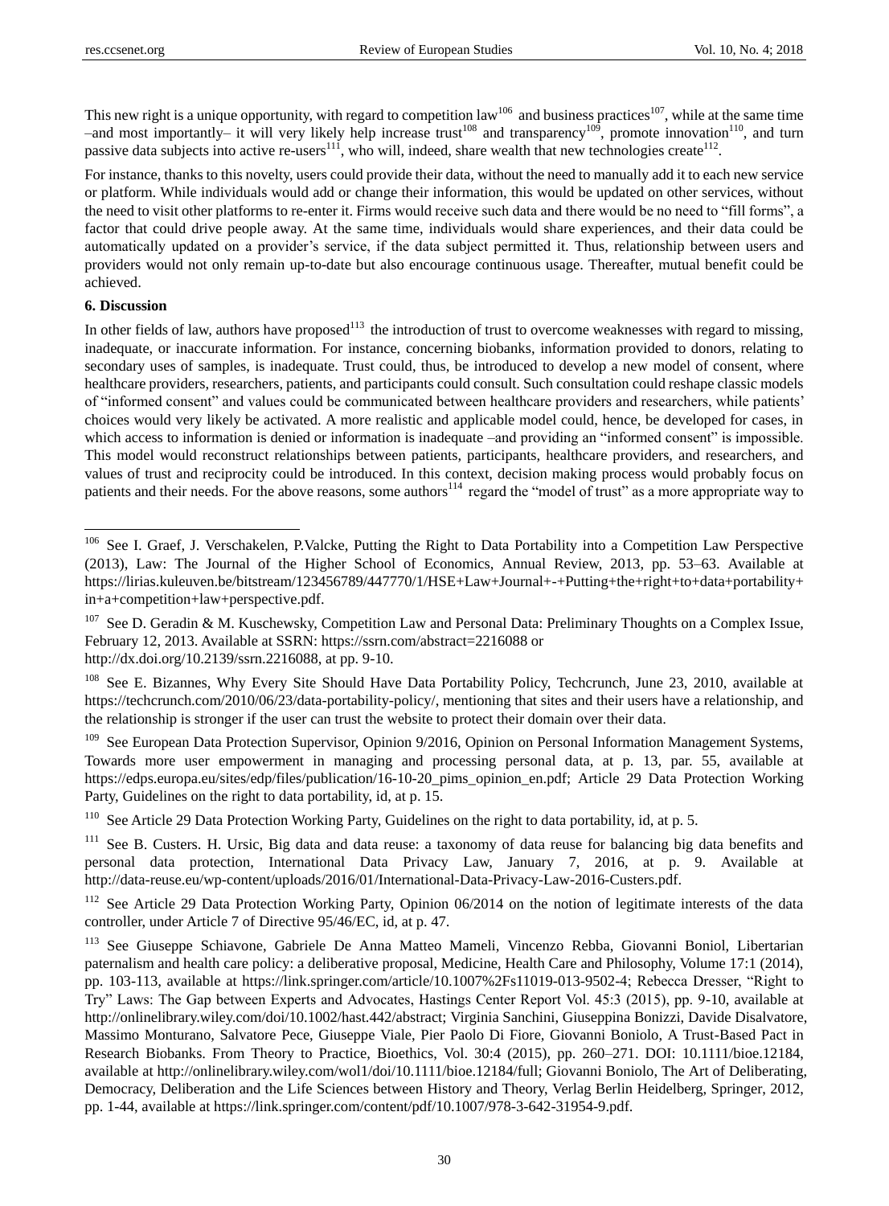This new right is a unique opportunity, with regard to competition law[106] and business practices[107], while at the same time –and most importantly– it will very likely help increase trust[108] and transparency[109], promote innovation[110], and turn passive data subjects into active re-users[111], who will, indeed, share wealth that new technologies create[112].

For instance, thanks to this novelty, users could provide their data, without the need to manually add it to each new service or platform. While individuals would add or change their information, this would be updated on other services, without the need to visit other platforms to re-enter it. Firms would receive such data and there would be no need to "fill forms", a factor that could drive people away. At the same time, individuals would share experiences, and their data could be automatically updated on a provider's service, if the data subject permitted it. Thus, relationship between users and providers would not only remain up-to-date but also encourage continuous usage. Thereafter, mutual benefit could be achieved.

**6. Discussion**

In other fields of law, authors have proposed[113] the introduction of trust to overcome weaknesses with regard to missing, inadequate, or inaccurate information. For instance, concerning biobanks, information provided to donors, relating to secondary uses of samples, is inadequate. Trust could, thus, be introduced to develop a new model of consent, where healthcare providers, researchers, patients, and participants could consult. Such consultation could reshape classic models of "informed consent" and values could be communicated between healthcare providers and researchers, while patients' choices would very likely be activated. A more realistic and applicable model could, hence, be developed for cases, in which access to information is denied or information is inadequate –and providing an "informed consent" is impossible. This model would reconstruct relationships between patients, participants, healthcare providers, and researchers, and values of trust and reciprocity could be introduced. In this context, decision making process would probably focus on patients and their needs. For the above reasons, some authors[114] regard the "model of trust" as a more appropriate way to

---

[106] See I. Graef, J. Verschakelen, P.Valcke, Putting the Right to Data Portability into a Competition Law Perspective (2013), Law: The Journal of the Higher School of Economics, Annual Review, 2013, pp. 53–63. Available at https://lirias.kuleuven.be/bitstream/123456789/447770/1/HSE+Law+Journal+-+Putting+the+right+to+data+portability+in+a+competition+law+perspective.pdf.

[107] See D. Geradin & M. Kuschewsky, Competition Law and Personal Data: Preliminary Thoughts on a Complex Issue, February 12, 2013. Available at SSRN: https://ssrn.com/abstract=2216088 or http://dx.doi.org/10.2139/ssrn.2216088, at pp. 9-10.

[108] See E. Bizannes, Why Every Site Should Have Data Portability Policy, Techcrunch, June 23, 2010, available at https://techcrunch.com/2010/06/23/data-portability-policy/, mentioning that sites and their users have a relationship, and the relationship is stronger if the user can trust the website to protect their domain over their data.

[109] See European Data Protection Supervisor, Opinion 9/2016, Opinion on Personal Information Management Systems, Towards more user empowerment in managing and processing personal data, at p. 13, par. 55, available at https://edps.europa.eu/sites/edp/files/publication/16-10-20_pims_opinion_en.pdf; Article 29 Data Protection Working Party, Guidelines on the right to data portability, id, at p. 15.

[110] See Article 29 Data Protection Working Party, Guidelines on the right to data portability, id, at p. 5.

[111] See B. Custers. H. Ursic, Big data and data reuse: a taxonomy of data reuse for balancing big data benefits and personal data protection, International Data Privacy Law, January 7, 2016, at p. 9. Available at http://data-reuse.eu/wp-content/uploads/2016/01/International-Data-Privacy-Law-2016-Custers.pdf.

[112] See Article 29 Data Protection Working Party, Opinion 06/2014 on the notion of legitimate interests of the data controller, under Article 7 of Directive 95/46/EC, id, at p. 47.

[113] See Giuseppe Schiavone, Gabriele De Anna Matteo Mameli, Vincenzo Rebba, Giovanni Boniol, Libertarian paternalism and health care policy: a deliberative proposal, Medicine, Health Care and Philosophy, Volume 17:1 (2014), pp. 103-113, available at https://link.springer.com/article/10.1007%2Fs11019-013-9502-4; Rebecca Dresser, "Right to Try" Laws: The Gap between Experts and Advocates, Hastings Center Report Vol. 45:3 (2015), pp. 9-10, available at http://onlinelibrary.wiley.com/doi/10.1002/hast.442/abstract; Virginia Sanchini, Giuseppina Bonizzi, Davide Disalvatore, Massimo Monturano, Salvatore Pece, Giuseppe Viale, Pier Paolo Di Fiore, Giovanni Boniolo, A Trust-Based Pact in Research Biobanks. From Theory to Practice, Bioethics, Vol. 30:4 (2015), pp. 260–271. DOI: 10.1111/bioe.12184, available at http://onlinelibrary.wiley.com/wol1/doi/10.1111/bioe.12184/full; Giovanni Boniolo, The Art of Deliberating, Democracy, Deliberation and the Life Sciences between History and Theory, Verlag Berlin Heidelberg, Springer, 2012, pp. 1-44, available at https://link.springer.com/content/pdf/10.1007/978-3-642-31954-9.pdf.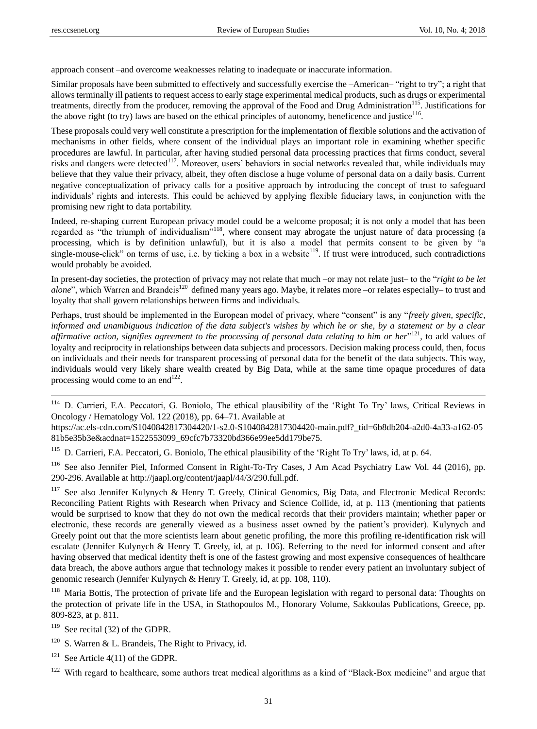approach consent –and overcome weaknesses relating to inadequate or inaccurate information.

Similar proposals have been submitted to effectively and successfully exercise the –American– "right to try"; a right that allows terminally ill patients to request access to early stage experimental medical products, such as drugs or experimental treatments, directly from the producer, removing the approval of the Food and Drug Administration[115]. Justifications for the above right (to try) laws are based on the ethical principles of autonomy, beneficence and justice[116].

These proposals could very well constitute a prescription for the implementation of flexible solutions and the activation of mechanisms in other fields, where consent of the individual plays an important role in examining whether specific procedures are lawful. In particular, after having studied personal data processing practices that firms conduct, several risks and dangers were detected[117]. Moreover, users' behaviors in social networks revealed that, while individuals may believe that they value their privacy, albeit, they often disclose a huge volume of personal data on a daily basis. Current negative conceptualization of privacy calls for a positive approach by introducing the concept of trust to safeguard individuals' rights and interests. This could be achieved by applying flexible fiduciary laws, in conjunction with the promising new right to data portability.

Indeed, re-shaping current European privacy model could be a welcome proposal; it is not only a model that has been regarded as "the triumph of individualism"[118], where consent may abrogate the unjust nature of data processing (a processing, which is by definition unlawful), but it is also a model that permits consent to be given by "a single-mouse-click" on terms of use, i.e. by ticking a box in a website[119]. If trust were introduced, such contradictions would probably be avoided.

In present-day societies, the protection of privacy may not relate that much –or may not relate just– to the "*right to be let alone*", which Warren and Brandeis[120] defined many years ago. Maybe, it relates more –or relates especially– to trust and loyalty that shall govern relationships between firms and individuals.

Perhaps, trust should be implemented in the European model of privacy, where "consent" is any "*freely given, specific, informed and unambiguous indication of the data subject's wishes by which he or she, by a statement or by a clear affirmative action, signifies agreement to the processing of personal data relating to him or her*"[121], to add values of loyalty and reciprocity in relationships between data subjects and processors. Decision making process could, then, focus on individuals and their needs for transparent processing of personal data for the benefit of the data subjects. This way, individuals would very likely share wealth created by Big Data, while at the same time opaque procedures of data processing would come to an end[122].

---

[114] D. Carrieri, F.A. Peccatori, G. Boniolo, The ethical plausibility of the 'Right To Try' laws, Critical Reviews in Oncology / Hematology Vol. 122 (2018), pp. 64–71. Available at https://ac.els-cdn.com/S1040842817304420/1-s2.0-S1040842817304420-main.pdf?_tid=6b8db204-a2d0-4a33-a162-0581b5e35b3e&acdnat=1522553099_69cfc7b73320bd366e99ee5dd179be75.

[115] D. Carrieri, F.A. Peccatori, G. Boniolo, The ethical plausibility of the 'Right To Try' laws, id, at p. 64.

[116] See also Jennifer Piel, Informed Consent in Right-To-Try Cases, J Am Acad Psychiatry Law Vol. 44 (2016), pp. 290-296. Available at http://jaapl.org/content/jaapl/44/3/290.full.pdf.

[117] See also Jennifer Kulynych & Henry T. Greely, Clinical Genomics, Big Data, and Electronic Medical Records: Reconciling Patient Rights with Research when Privacy and Science Collide, id, at p. 113 (mentioning that patients would be surprised to know that they do not own the medical records that their providers maintain; whether paper or electronic, these records are generally viewed as a business asset owned by the patient's provider). Kulynych and Greely point out that the more scientists learn about genetic profiling, the more this profiling re-identification risk will escalate (Jennifer Kulynych & Henry T. Greely, id, at p. 106). Referring to the need for informed consent and after having observed that medical identity theft is one of the fastest growing and most expensive consequences of healthcare data breach, the above authors argue that technology makes it possible to render every patient an involuntary subject of genomic research (Jennifer Kulynych & Henry T. Greely, id, at pp. 108, 110).

[118] Maria Bottis, The protection of private life and the European legislation with regard to personal data: Thoughts on the protection of private life in the USA, in Stathopoulos M., Honorary Volume, Sakkoulas Publications, Greece, pp. 809-823, at p. 811.

[119] See recital (32) of the GDPR.

[120] S. Warren & L. Brandeis, The Right to Privacy, id.

[121] See Article 4(11) of the GDPR.

[122] With regard to healthcare, some authors treat medical algorithms as a kind of "Black-Box medicine" and argue that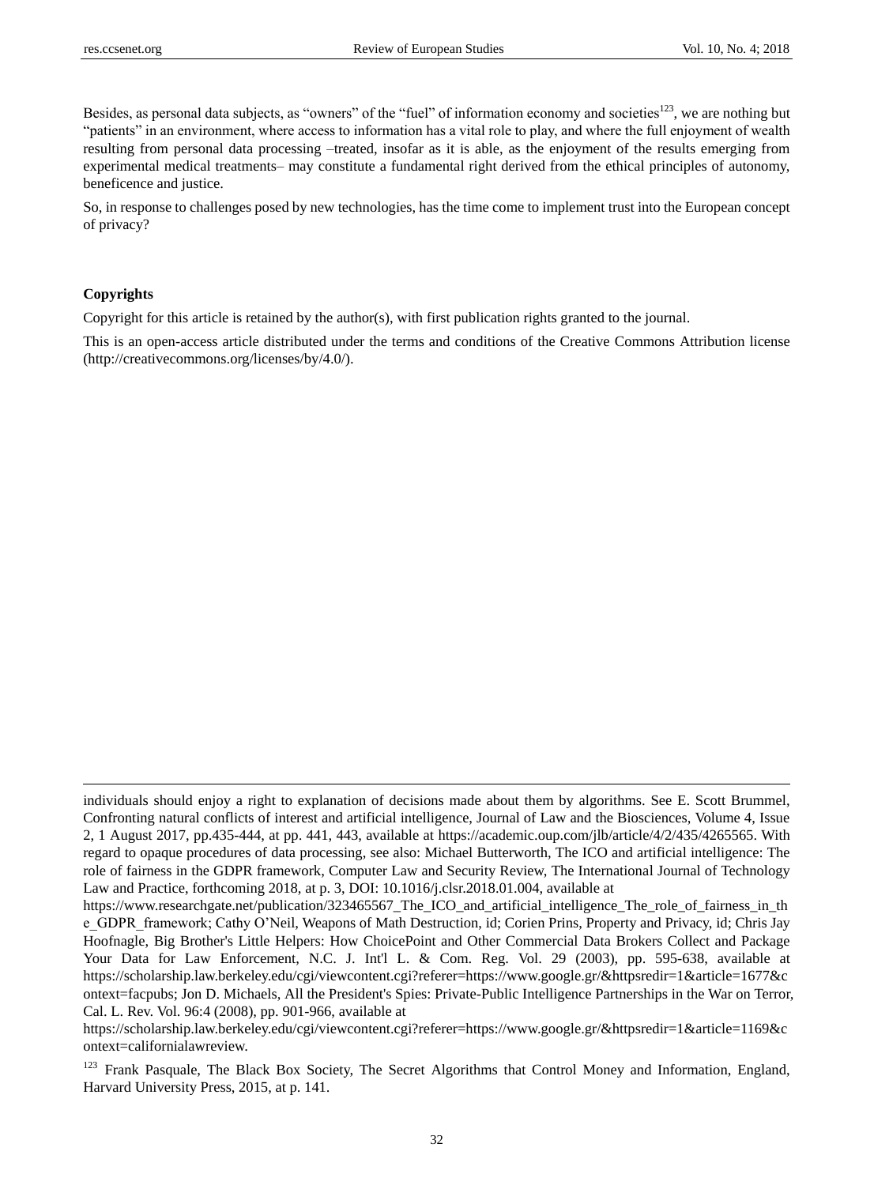Besides, as personal data subjects, as "owners" of the "fuel" of information economy and societies[123], we are nothing but "patients" in an environment, where access to information has a vital role to play, and where the full enjoyment of wealth resulting from personal data processing –treated, insofar as it is able, as the enjoyment of the results emerging from experimental medical treatments– may constitute a fundamental right derived from the ethical principles of autonomy, beneficence and justice.

So, in response to challenges posed by new technologies, has the time come to implement trust into the European concept of privacy?

**Copyrights**

Copyright for this article is retained by the author(s), with first publication rights granted to the journal.

This is an open-access article distributed under the terms and conditions of the Creative Commons Attribution license (http://creativecommons.org/licenses/by/4.0/).

---

individuals should enjoy a right to explanation of decisions made about them by algorithms. See E. Scott Brummel, Confronting natural conflicts of interest and artificial intelligence, Journal of Law and the Biosciences, Volume 4, Issue 2, 1 August 2017, pp.435-444, at pp. 441, 443, available at https://academic.oup.com/jlb/article/4/2/435/4265565. With regard to opaque procedures of data processing, see also: Michael Butterworth, The ICO and artificial intelligence: The role of fairness in the GDPR framework, Computer Law and Security Review, The International Journal of Technology Law and Practice, forthcoming 2018, at p. 3, DOI: 10.1016/j.clsr.2018.01.004, available at https://www.researchgate.net/publication/323465567_The_ICO_and_artificial_intelligence_The_role_of_fairness_in_the_GDPR_framework; Cathy O'Neil, Weapons of Math Destruction, id; Corien Prins, Property and Privacy, id; Chris Jay Hoofnagle, Big Brother's Little Helpers: How ChoicePoint and Other Commercial Data Brokers Collect and Package Your Data for Law Enforcement, N.C. J. Int'l L. & Com. Reg. Vol. 29 (2003), pp. 595-638, available at https://scholarship.law.berkeley.edu/cgi/viewcontent.cgi?referer=https://www.google.gr/&httpsredir=1&article=1677&context=facpubs; Jon D. Michaels, All the President's Spies: Private-Public Intelligence Partnerships in the War on Terror, Cal. L. Rev. Vol. 96:4 (2008), pp. 901-966, available at https://scholarship.law.berkeley.edu/cgi/viewcontent.cgi?referer=https://www.google.gr/&httpsredir=1&article=1169&context=californialawreview.

[123] Frank Pasquale, The Black Box Society, The Secret Algorithms that Control Money and Information, England, Harvard University Press, 2015, at p. 141.